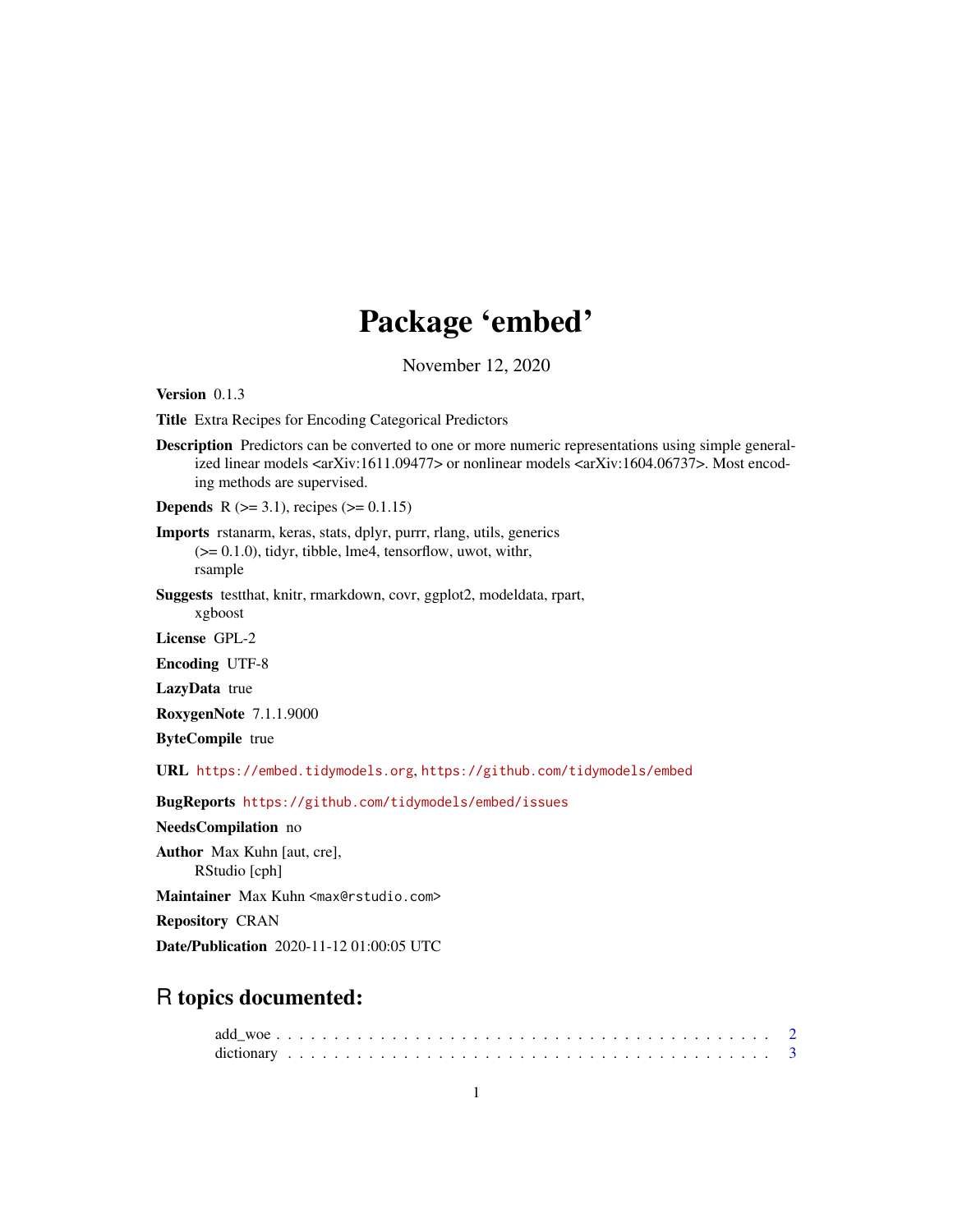# Package 'embed'

November 12, 2020

**Version** 0.1.3

**Title** Extra Recipes for Encoding Categorical Predictors

**Description** Predictors can be converted to one or more numeric representations using simple generalized linear models <arXiv:1611.09477> or nonlinear models <arXiv:1604.06737>. Most encoding methods are supervised.

**Depends** R (>= 3.1), recipes (>= 0.1.15)

**Imports** rstanarm, keras, stats, dplyr, purrr, rlang, utils, generics (>= 0.1.0), tidyr, tibble, lme4, tensorflow, uwot, withr, rsample

**Suggests** testthat, knitr, rmarkdown, covr, ggplot2, modeldata, rpart, xgboost

**License** GPL-2

**Encoding** UTF-8

**LazyData** true

**RoxygenNote** 7.1.1.9000

**ByteCompile** true

**URL** https://embed.tidymodels.org, https://github.com/tidymodels/embed

**BugReports** https://github.com/tidymodels/embed/issues

**NeedsCompilation** no

**Author** Max Kuhn [aut, cre], RStudio [cph]

**Maintainer** Max Kuhn <max@rstudio.com>

**Repository** CRAN

**Date/Publication** 2020-11-12 01:00:05 UTC

## R topics documented:

add_woe . . . . . . . . . . . . . . . . . . . . . . . . . . . . . . . . . . . . . . . . . 2
dictionary . . . . . . . . . . . . . . . . . . . . . . . . . . . . . . . . . . . . . . . . 3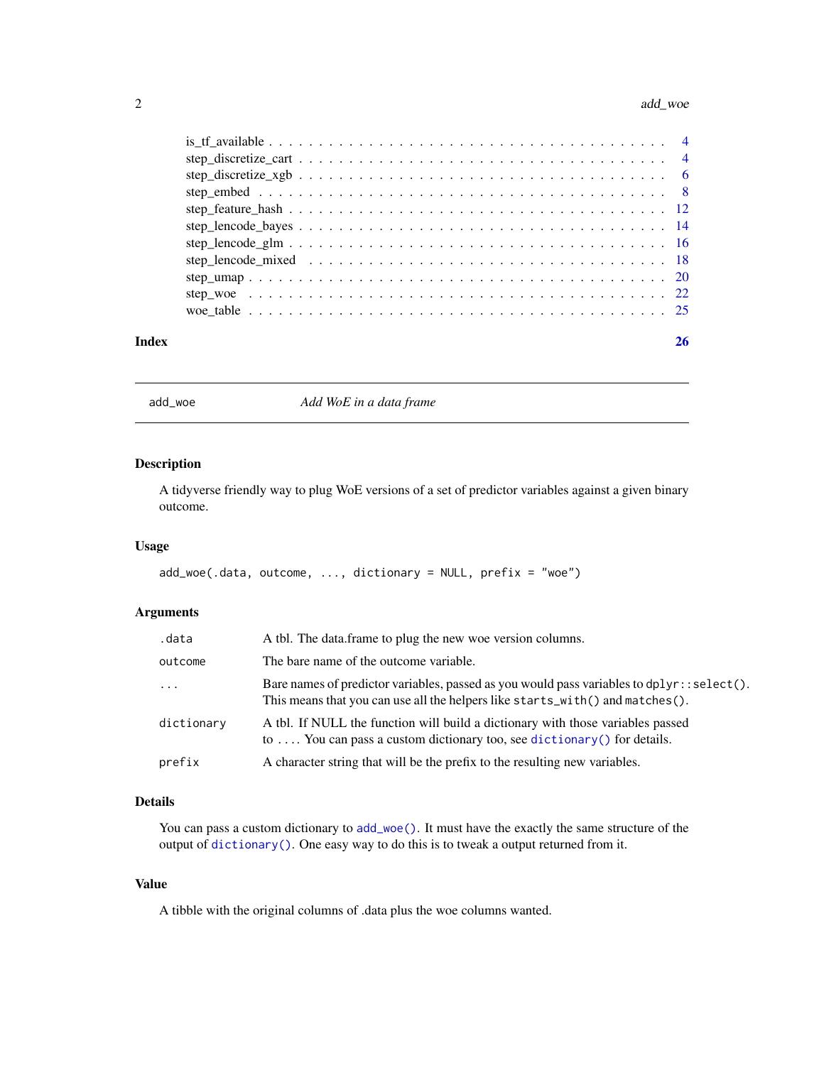| | |
|---|---|
| is_tf_available | 4 |
| step_discretize_cart | 4 |
| step_discretize_xgb | 6 |
| step_embed | 8 |
| step_feature_hash | 12 |
| step_lencode_bayes | 14 |
| step_lencode_glm | 16 |
| step_lencode_mixed | 18 |
| step_umap | 20 |
| step_woe | 22 |
| woe_table | 25 |

**Index** **26**

---

## add_woe — *Add WoE in a data frame*

---

### Description

A tidyverse friendly way to plug WoE versions of a set of predictor variables against a given binary outcome.

### Usage

```
add_woe(.data, outcome, ..., dictionary = NULL, prefix = "woe")
```

### Arguments

| | |
|---|---|
| `.data` | A tbl. The data.frame to plug the new woe version columns. |
| `outcome` | The bare name of the outcome variable. |
| `...` | Bare names of predictor variables, passed as you would pass variables to `dplyr::select()`. This means that you can use all the helpers like `starts_with()` and `matches()`. |
| `dictionary` | A tbl. If NULL the function will build a dictionary with those variables passed to `...`. You can pass a custom dictionary too, see `dictionary()` for details. |
| `prefix` | A character string that will be the prefix to the resulting new variables. |

### Details

You can pass a custom dictionary to `add_woe()`. It must have the exactly the same structure of the output of `dictionary()`. One easy way to do this is to tweak a output returned from it.

### Value

A tibble with the original columns of .data plus the woe columns wanted.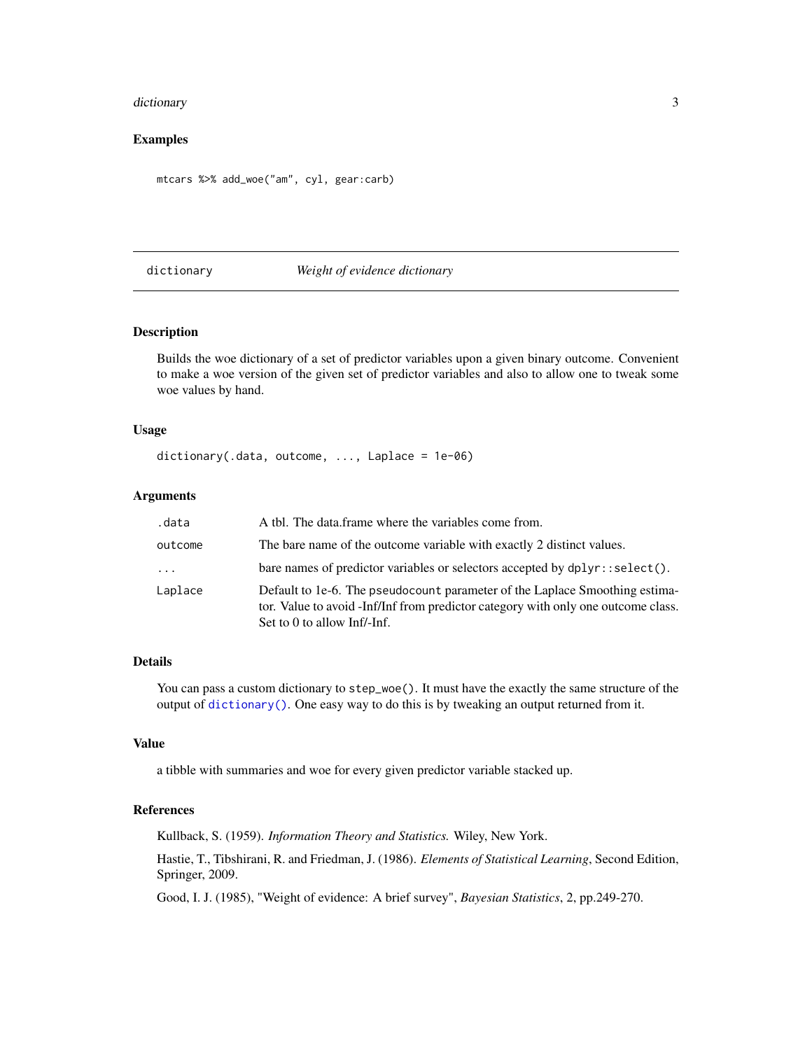### Examples

```
mtcars %>% add_woe("am", cyl, gear:carb)
```

## dictionary — *Weight of evidence dictionary*

### Description

Builds the woe dictionary of a set of predictor variables upon a given binary outcome. Convenient to make a woe version of the given set of predictor variables and also to allow one to tweak some woe values by hand.

### Usage

```
dictionary(.data, outcome, ..., Laplace = 1e-06)
```

### Arguments

| | |
|---|---|
| `.data` | A tbl. The data.frame where the variables come from. |
| `outcome` | The bare name of the outcome variable with exactly 2 distinct values. |
| `...` | bare names of predictor variables or selectors accepted by `dplyr::select()`. |
| `Laplace` | Default to 1e-6. The `pseudocount` parameter of the Laplace Smoothing estimator. Value to avoid -Inf/Inf from predictor category with only one outcome class. Set to 0 to allow Inf/-Inf. |

### Details

You can pass a custom dictionary to `step_woe()`. It must have the exactly the same structure of the output of `dictionary()`. One easy way to do this is by tweaking an output returned from it.

### Value

a tibble with summaries and woe for every given predictor variable stacked up.

### References

Kullback, S. (1959). *Information Theory and Statistics.* Wiley, New York.

Hastie, T., Tibshirani, R. and Friedman, J. (1986). *Elements of Statistical Learning*, Second Edition, Springer, 2009.

Good, I. J. (1985), "Weight of evidence: A brief survey", *Bayesian Statistics*, 2, pp.249-270.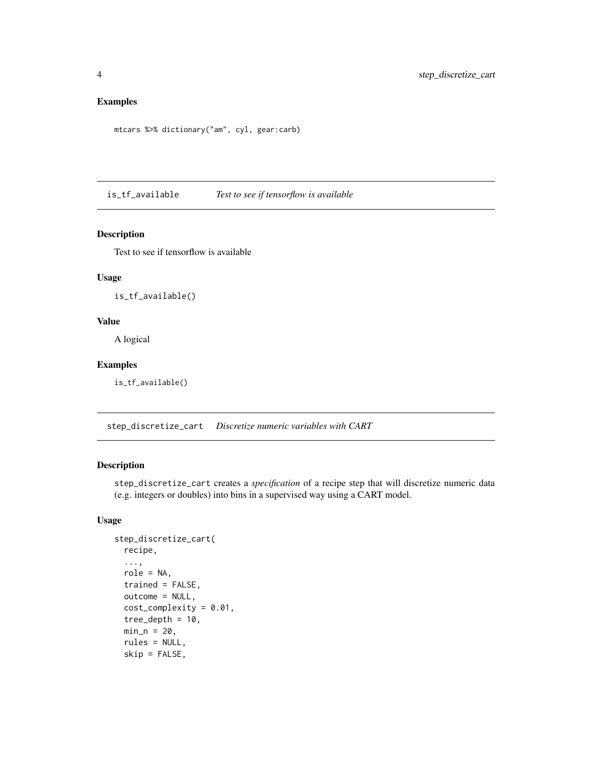### Examples

```
mtcars %>% dictionary("am", cyl, gear:carb)
```

---

## is_tf_available    *Test to see if tensorflow is available*

---

### Description

Test to see if tensorflow is available

### Usage

```
is_tf_available()
```

### Value

A logical

### Examples

```
is_tf_available()
```

---

## step_discretize_cart    *Discretize numeric variables with CART*

---

### Description

step_discretize_cart creates a *specification* of a recipe step that will discretize numeric data (e.g. integers or doubles) into bins in a supervised way using a CART model.

### Usage

```
step_discretize_cart(
  recipe,
  ...,
  role = NA,
  trained = FALSE,
  outcome = NULL,
  cost_complexity = 0.01,
  tree_depth = 10,
  min_n = 20,
  rules = NULL,
  skip = FALSE,
```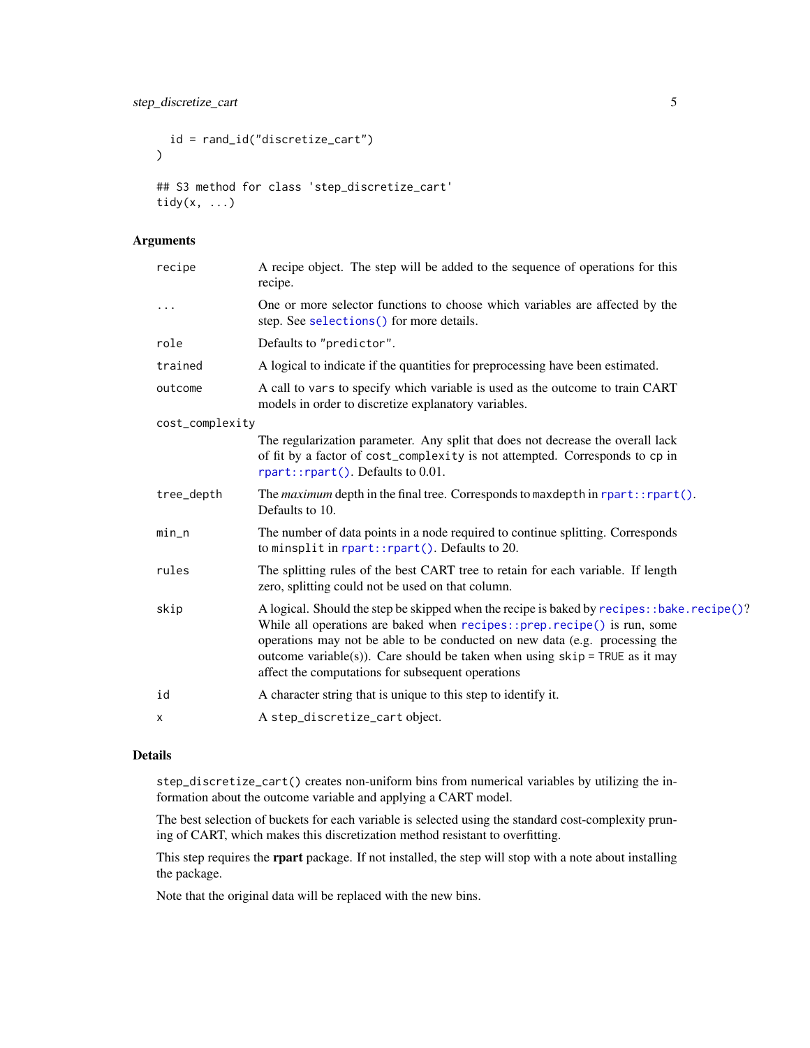```
  id = rand_id("discretize_cart")
)

## S3 method for class 'step_discretize_cart'
tidy(x, ...)
```

## Arguments

| | |
|---|---|
| `recipe` | A recipe object. The step will be added to the sequence of operations for this recipe. |
| `...` | One or more selector functions to choose which variables are affected by the step. See `selections()` for more details. |
| `role` | Defaults to `"predictor"`. |
| `trained` | A logical to indicate if the quantities for preprocessing have been estimated. |
| `outcome` | A call to `vars` to specify which variable is used as the outcome to train CART models in order to discretize explanatory variables. |
| `cost_complexity` | The regularization parameter. Any split that does not decrease the overall lack of fit by a factor of `cost_complexity` is not attempted. Corresponds to `cp` in `rpart::rpart()`. Defaults to 0.01. |
| `tree_depth` | The *maximum* depth in the final tree. Corresponds to `maxdepth` in `rpart::rpart()`. Defaults to 10. |
| `min_n` | The number of data points in a node required to continue splitting. Corresponds to `minsplit` in `rpart::rpart()`. Defaults to 20. |
| `rules` | The splitting rules of the best CART tree to retain for each variable. If length zero, splitting could not be used on that column. |
| `skip` | A logical. Should the step be skipped when the recipe is baked by `recipes::bake.recipe()`? While all operations are baked when `recipes::prep.recipe()` is run, some operations may not be able to be conducted on new data (e.g. processing the outcome variable(s)). Care should be taken when using `skip = TRUE` as it may affect the computations for subsequent operations |
| `id` | A character string that is unique to this step to identify it. |
| `x` | A `step_discretize_cart` object. |

## Details

`step_discretize_cart()` creates non-uniform bins from numerical variables by utilizing the information about the outcome variable and applying a CART model.

The best selection of buckets for each variable is selected using the standard cost-complexity pruning of CART, which makes this discretization method resistant to overfitting.

This step requires the **rpart** package. If not installed, the step will stop with a note about installing the package.

Note that the original data will be replaced with the new bins.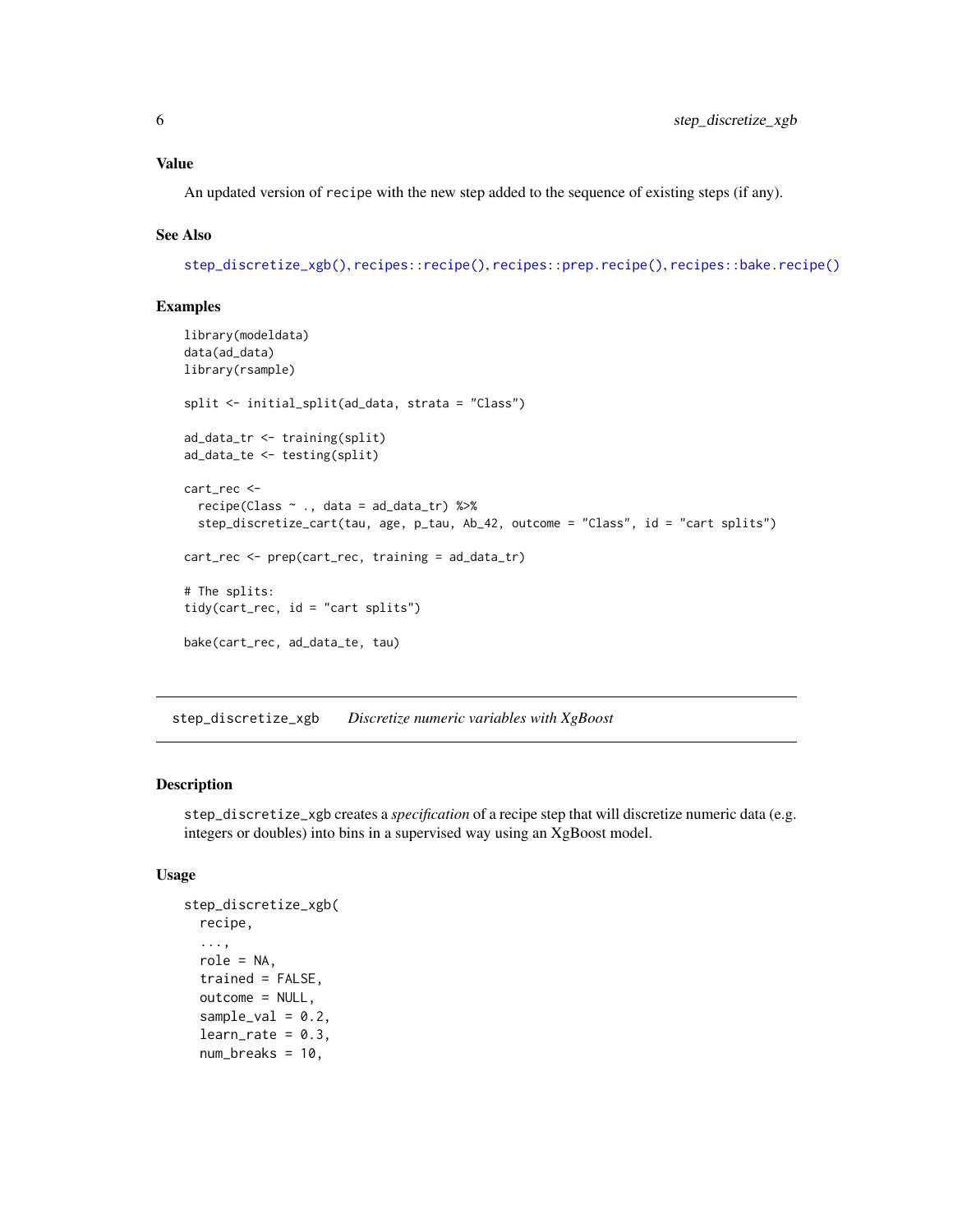### Value

An updated version of `recipe` with the new step added to the sequence of existing steps (if any).

### See Also

`step_discretize_xgb()`, `recipes::recipe()`, `recipes::prep.recipe()`, `recipes::bake.recipe()`

### Examples

```
library(modeldata)
data(ad_data)
library(rsample)

split <- initial_split(ad_data, strata = "Class")

ad_data_tr <- training(split)
ad_data_te <- testing(split)

cart_rec <-
  recipe(Class ~ ., data = ad_data_tr) %>%
  step_discretize_cart(tau, age, p_tau, Ab_42, outcome = "Class", id = "cart splits")

cart_rec <- prep(cart_rec, training = ad_data_tr)

# The splits:
tidy(cart_rec, id = "cart splits")

bake(cart_rec, ad_data_te, tau)
```

---

## step_discretize_xgb &nbsp;&nbsp;&nbsp; *Discretize numeric variables with XgBoost*

### Description

`step_discretize_xgb` creates a *specification* of a recipe step that will discretize numeric data (e.g. integers or doubles) into bins in a supervised way using an XgBoost model.

### Usage

```
step_discretize_xgb(
  recipe,
  ...,
  role = NA,
  trained = FALSE,
  outcome = NULL,
  sample_val = 0.2,
  learn_rate = 0.3,
  num_breaks = 10,
```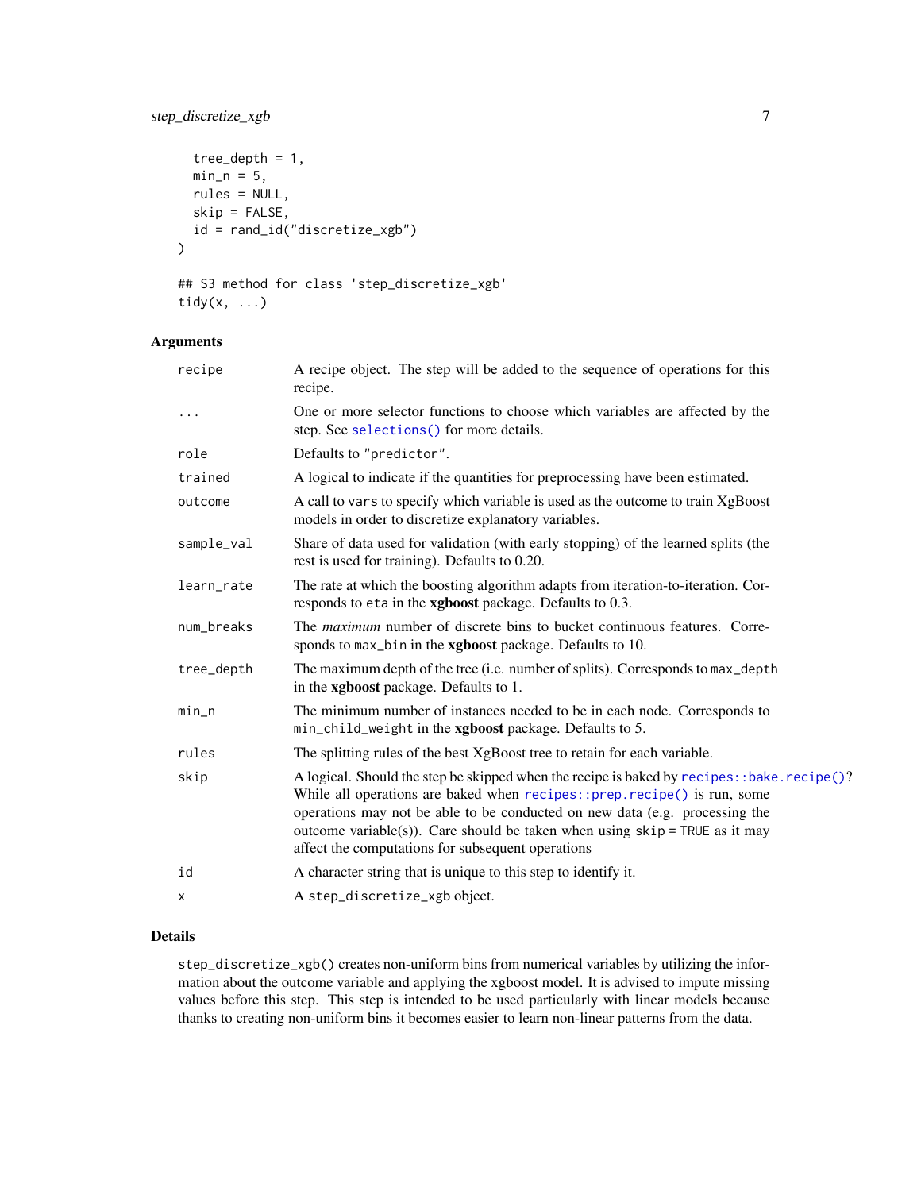```
  tree_depth = 1,
  min_n = 5,
  rules = NULL,
  skip = FALSE,
  id = rand_id("discretize_xgb")
)

## S3 method for class 'step_discretize_xgb'
tidy(x, ...)
```

## Arguments

| | |
|---|---|
| recipe | A recipe object. The step will be added to the sequence of operations for this recipe. |
| ... | One or more selector functions to choose which variables are affected by the step. See `selections()` for more details. |
| role | Defaults to `"predictor"`. |
| trained | A logical to indicate if the quantities for preprocessing have been estimated. |
| outcome | A call to `vars` to specify which variable is used as the outcome to train XgBoost models in order to discretize explanatory variables. |
| sample_val | Share of data used for validation (with early stopping) of the learned splits (the rest is used for training). Defaults to 0.20. |
| learn_rate | The rate at which the boosting algorithm adapts from iteration-to-iteration. Corresponds to `eta` in the **xgboost** package. Defaults to 0.3. |
| num_breaks | The *maximum* number of discrete bins to bucket continuous features. Corresponds to `max_bin` in the **xgboost** package. Defaults to 10. |
| tree_depth | The maximum depth of the tree (i.e. number of splits). Corresponds to `max_depth` in the **xgboost** package. Defaults to 1. |
| min_n | The minimum number of instances needed to be in each node. Corresponds to `min_child_weight` in the **xgboost** package. Defaults to 5. |
| rules | The splitting rules of the best XgBoost tree to retain for each variable. |
| skip | A logical. Should the step be skipped when the recipe is baked by `recipes::bake.recipe()`? While all operations are baked when `recipes::prep.recipe()` is run, some operations may not be able to be conducted on new data (e.g. processing the outcome variable(s)). Care should be taken when using `skip = TRUE` as it may affect the computations for subsequent operations |
| id | A character string that is unique to this step to identify it. |
| x | A `step_discretize_xgb` object. |

## Details

`step_discretize_xgb()` creates non-uniform bins from numerical variables by utilizing the information about the outcome variable and applying the xgboost model. It is advised to impute missing values before this step. This step is intended to be used particularly with linear models because thanks to creating non-uniform bins it becomes easier to learn non-linear patterns from the data.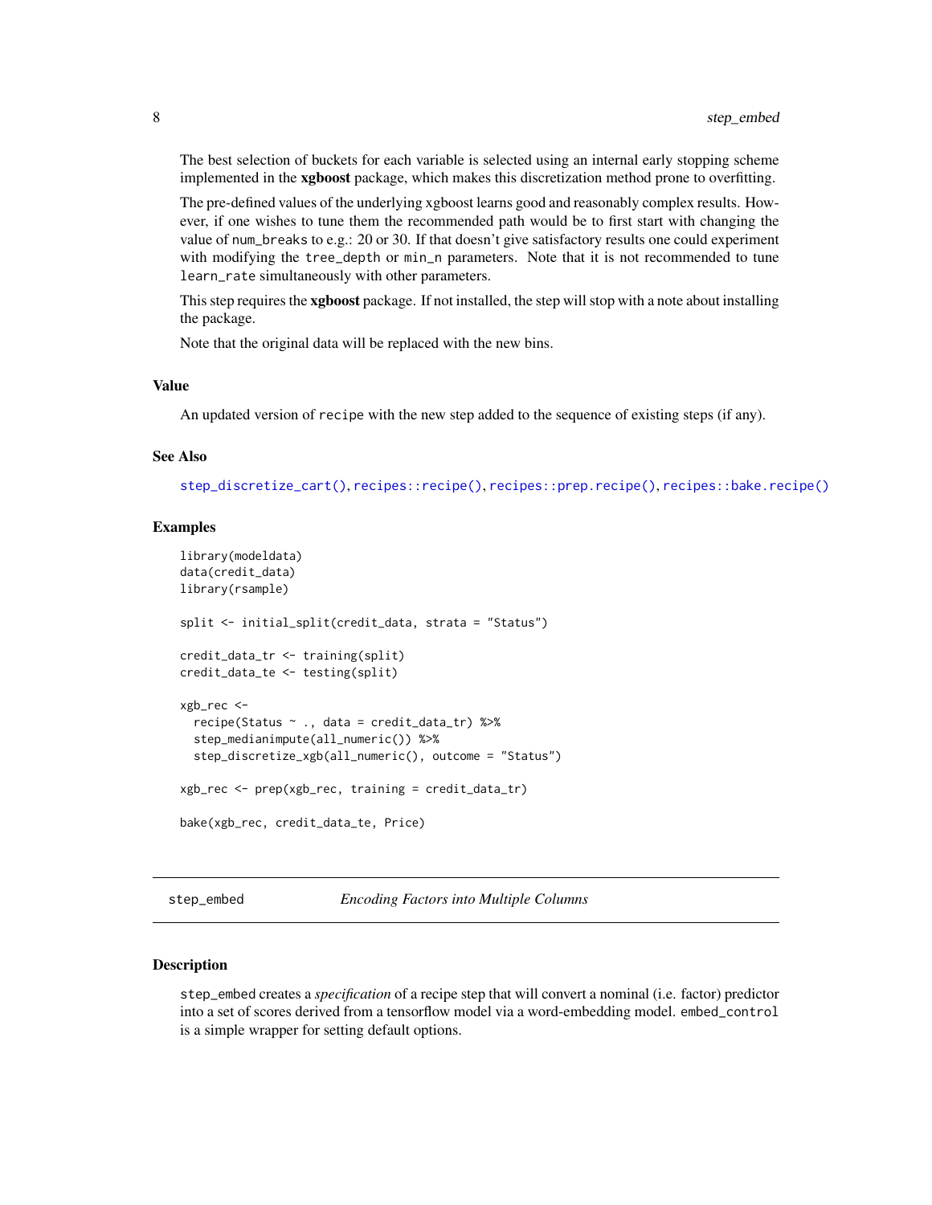The best selection of buckets for each variable is selected using an internal early stopping scheme implemented in the **xgboost** package, which makes this discretization method prone to overfitting.

The pre-defined values of the underlying xgboost learns good and reasonably complex results. However, if one wishes to tune them the recommended path would be to first start with changing the value of `num_breaks` to e.g.: 20 or 30. If that doesn't give satisfactory results one could experiment with modifying the `tree_depth` or `min_n` parameters. Note that it is not recommended to tune `learn_rate` simultaneously with other parameters.

This step requires the **xgboost** package. If not installed, the step will stop with a note about installing the package.

Note that the original data will be replaced with the new bins.

### Value

An updated version of `recipe` with the new step added to the sequence of existing steps (if any).

### See Also

`step_discretize_cart()`, `recipes::recipe()`, `recipes::prep.recipe()`, `recipes::bake.recipe()`

### Examples

```
library(modeldata)
data(credit_data)
library(rsample)

split <- initial_split(credit_data, strata = "Status")

credit_data_tr <- training(split)
credit_data_te <- testing(split)

xgb_rec <-
  recipe(Status ~ ., data = credit_data_tr) %>%
  step_medianimpute(all_numeric()) %>%
  step_discretize_xgb(all_numeric(), outcome = "Status")

xgb_rec <- prep(xgb_rec, training = credit_data_tr)

bake(xgb_rec, credit_data_te, Price)
```

---

## step_embed — *Encoding Factors into Multiple Columns*

### Description

`step_embed` creates a *specification* of a recipe step that will convert a nominal (i.e. factor) predictor into a set of scores derived from a tensorflow model via a word-embedding model. `embed_control` is a simple wrapper for setting default options.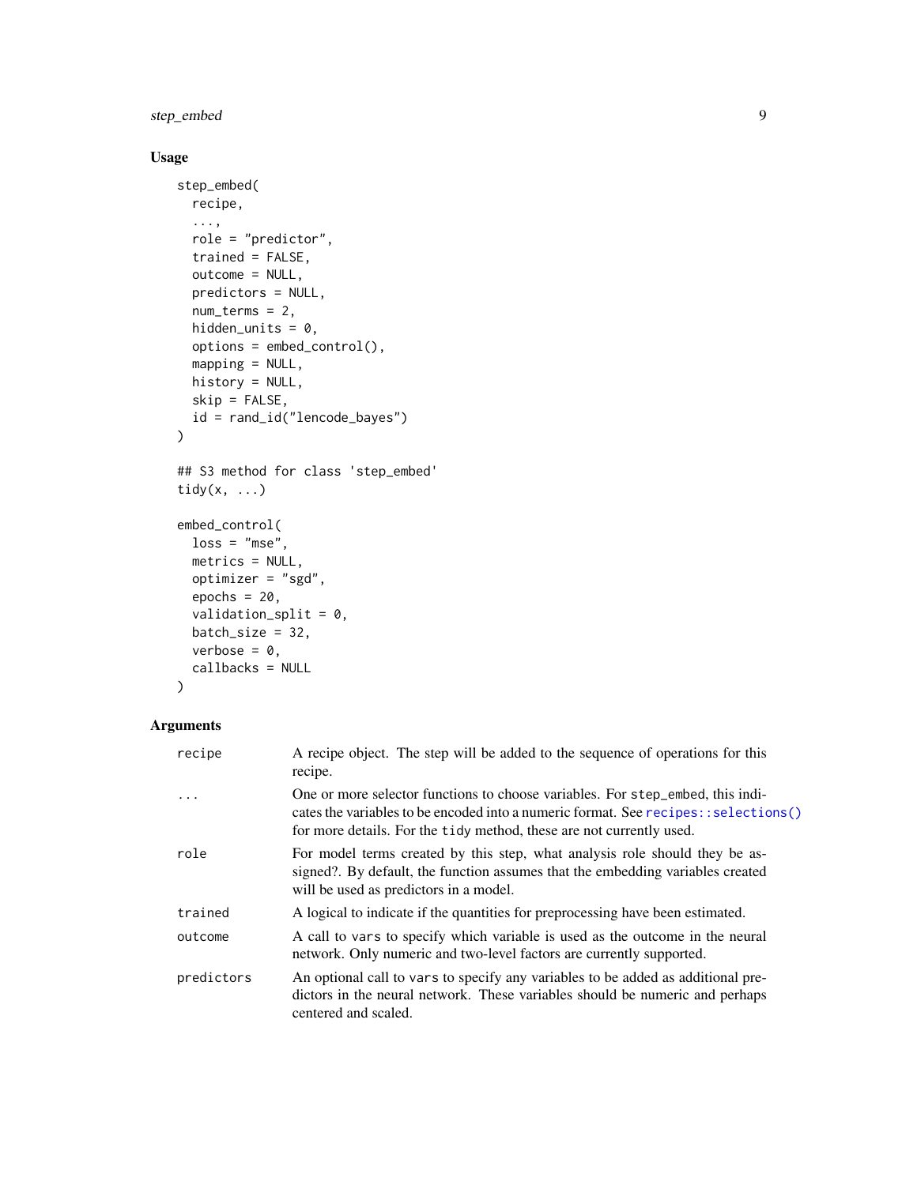## Usage

```
step_embed(
  recipe,
  ...,
  role = "predictor",
  trained = FALSE,
  outcome = NULL,
  predictors = NULL,
  num_terms = 2,
  hidden_units = 0,
  options = embed_control(),
  mapping = NULL,
  history = NULL,
  skip = FALSE,
  id = rand_id("lencode_bayes")
)

## S3 method for class 'step_embed'
tidy(x, ...)

embed_control(
  loss = "mse",
  metrics = NULL,
  optimizer = "sgd",
  epochs = 20,
  validation_split = 0,
  batch_size = 32,
  verbose = 0,
  callbacks = NULL
)
```

## Arguments

| | |
|---|---|
| recipe | A recipe object. The step will be added to the sequence of operations for this recipe. |
| ... | One or more selector functions to choose variables. For `step_embed`, this indicates the variables to be encoded into a numeric format. See `recipes::selections()` for more details. For the `tidy` method, these are not currently used. |
| role | For model terms created by this step, what analysis role should they be assigned?. By default, the function assumes that the embedding variables created will be used as predictors in a model. |
| trained | A logical to indicate if the quantities for preprocessing have been estimated. |
| outcome | A call to `vars` to specify which variable is used as the outcome in the neural network. Only numeric and two-level factors are currently supported. |
| predictors | An optional call to `vars` to specify any variables to be added as additional predictors in the neural network. These variables should be numeric and perhaps centered and scaled. |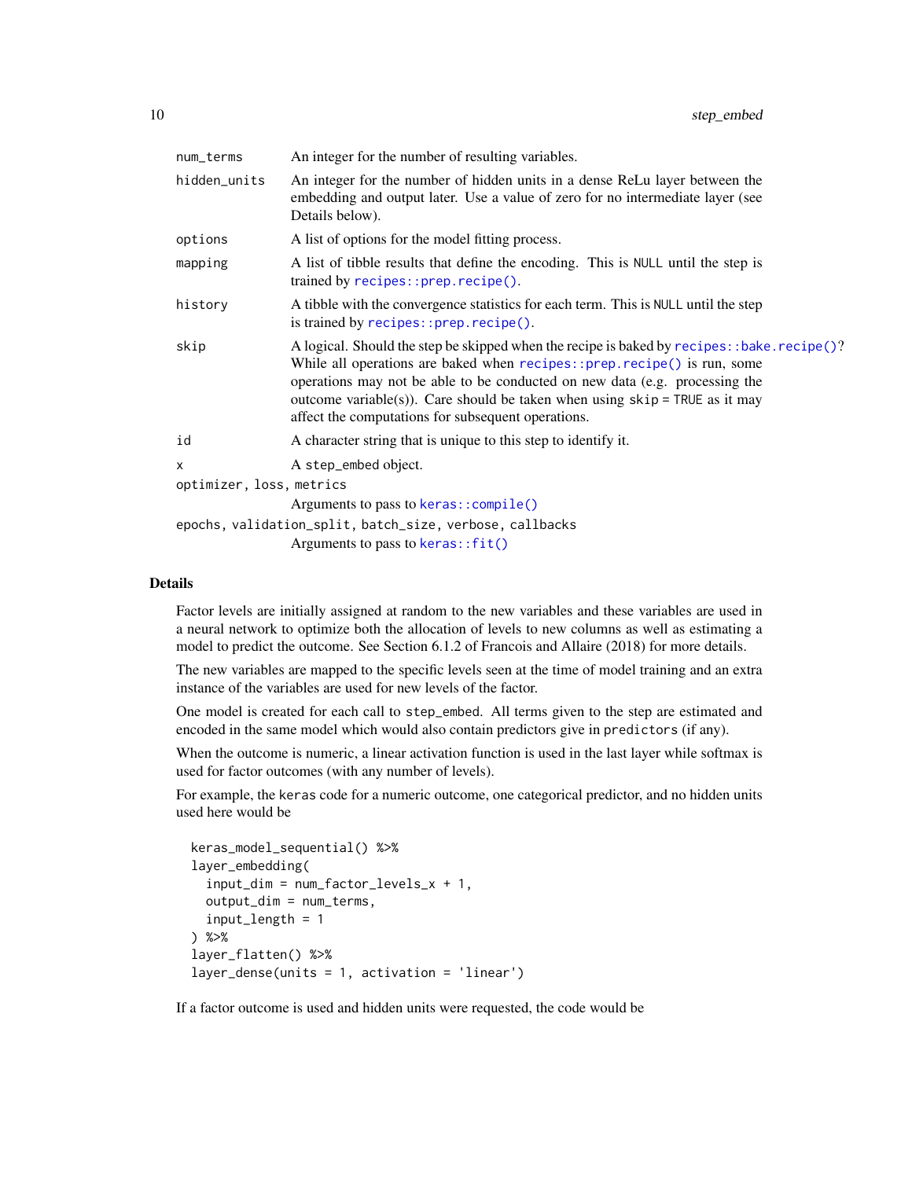| | |
|---|---|
| `num_terms` | An integer for the number of resulting variables. |
| `hidden_units` | An integer for the number of hidden units in a dense ReLu layer between the embedding and output later. Use a value of zero for no intermediate layer (see Details below). |
| `options` | A list of options for the model fitting process. |
| `mapping` | A list of tibble results that define the encoding. This is `NULL` until the step is trained by `recipes::prep.recipe()`. |
| `history` | A tibble with the convergence statistics for each term. This is `NULL` until the step is trained by `recipes::prep.recipe()`. |
| `skip` | A logical. Should the step be skipped when the recipe is baked by `recipes::bake.recipe()`? While all operations are baked when `recipes::prep.recipe()` is run, some operations may not be able to be conducted on new data (e.g. processing the outcome variable(s)). Care should be taken when using `skip = TRUE` as it may affect the computations for subsequent operations. |
| `id` | A character string that is unique to this step to identify it. |
| `x` | A `step_embed` object. |
| `optimizer, loss, metrics` | Arguments to pass to `keras::compile()` |
| `epochs, validation_split, batch_size, verbose, callbacks` | Arguments to pass to `keras::fit()` |

## Details

Factor levels are initially assigned at random to the new variables and these variables are used in a neural network to optimize both the allocation of levels to new columns as well as estimating a model to predict the outcome. See Section 6.1.2 of Francois and Allaire (2018) for more details.

The new variables are mapped to the specific levels seen at the time of model training and an extra instance of the variables are used for new levels of the factor.

One model is created for each call to `step_embed`. All terms given to the step are estimated and encoded in the same model which would also contain predictors give in `predictors` (if any).

When the outcome is numeric, a linear activation function is used in the last layer while softmax is used for factor outcomes (with any number of levels).

For example, the `keras` code for a numeric outcome, one categorical predictor, and no hidden units used here would be

```
keras_model_sequential() %>%
layer_embedding(
  input_dim = num_factor_levels_x + 1,
  output_dim = num_terms,
  input_length = 1
) %>%
layer_flatten() %>%
layer_dense(units = 1, activation = 'linear')
```

If a factor outcome is used and hidden units were requested, the code would be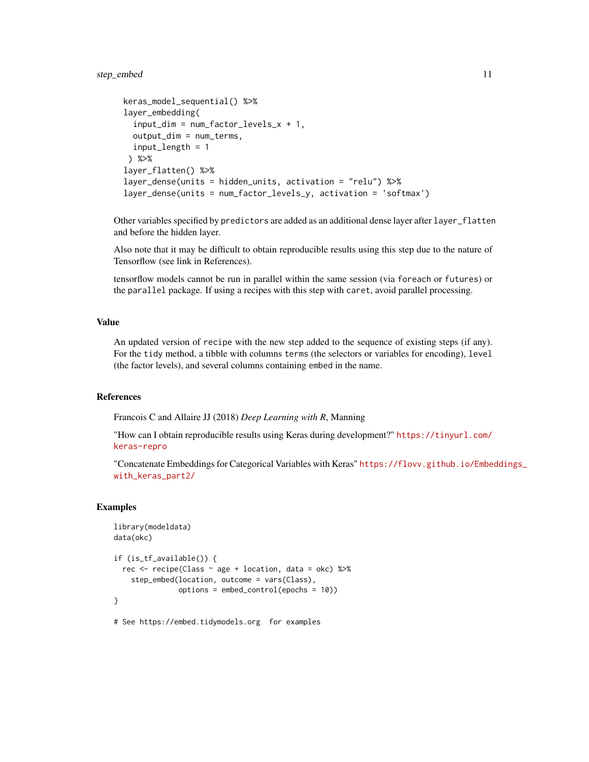```
keras_model_sequential() %>%
layer_embedding(
  input_dim = num_factor_levels_x + 1,
  output_dim = num_terms,
  input_length = 1
 ) %>%
layer_flatten() %>%
layer_dense(units = hidden_units, activation = "relu") %>%
layer_dense(units = num_factor_levels_y, activation = 'softmax')
```

Other variables specified by `predictors` are added as an additional dense layer after `layer_flatten` and before the hidden layer.

Also note that it may be difficult to obtain reproducible results using this step due to the nature of Tensorflow (see link in References).

tensorflow models cannot be run in parallel within the same session (via `foreach` or `futures`) or the `parallel` package. If using a recipes with this step with `caret`, avoid parallel processing.

## Value

An updated version of `recipe` with the new step added to the sequence of existing steps (if any). For the `tidy` method, a tibble with columns `terms` (the selectors or variables for encoding), `level` (the factor levels), and several columns containing `embed` in the name.

## References

Francois C and Allaire JJ (2018) *Deep Learning with R*, Manning

"How can I obtain reproducible results using Keras during development?" https://tinyurl.com/keras-repro

"Concatenate Embeddings for Categorical Variables with Keras" https://flovv.github.io/Embeddings_with_keras_part2/

## Examples

```
library(modeldata)
data(okc)

if (is_tf_available()) {
  rec <- recipe(Class ~ age + location, data = okc) %>%
    step_embed(location, outcome = vars(Class),
               options = embed_control(epochs = 10))
}

# See https://embed.tidymodels.org  for examples
```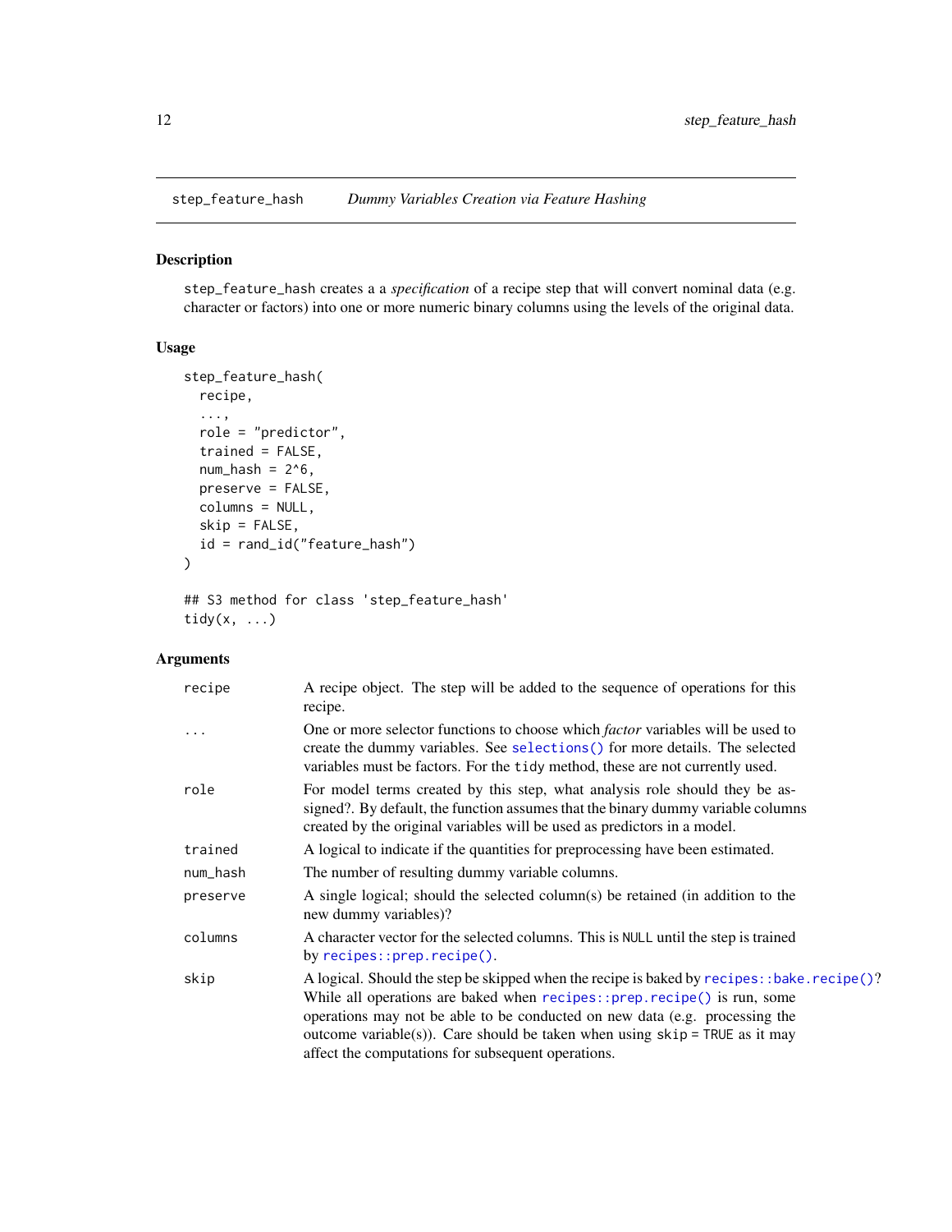## step_feature_hash — *Dummy Variables Creation via Feature Hashing*

### Description

step_feature_hash creates a a *specification* of a recipe step that will convert nominal data (e.g. character or factors) into one or more numeric binary columns using the levels of the original data.

### Usage

```
step_feature_hash(
  recipe,
  ...,
  role = "predictor",
  trained = FALSE,
  num_hash = 2^6,
  preserve = FALSE,
  columns = NULL,
  skip = FALSE,
  id = rand_id("feature_hash")
)

## S3 method for class 'step_feature_hash'
tidy(x, ...)
```

### Arguments

| | |
|---|---|
| recipe | A recipe object. The step will be added to the sequence of operations for this recipe. |
| ... | One or more selector functions to choose which *factor* variables will be used to create the dummy variables. See selections() for more details. The selected variables must be factors. For the tidy method, these are not currently used. |
| role | For model terms created by this step, what analysis role should they be assigned?. By default, the function assumes that the binary dummy variable columns created by the original variables will be used as predictors in a model. |
| trained | A logical to indicate if the quantities for preprocessing have been estimated. |
| num_hash | The number of resulting dummy variable columns. |
| preserve | A single logical; should the selected column(s) be retained (in addition to the new dummy variables)? |
| columns | A character vector for the selected columns. This is NULL until the step is trained by recipes::prep.recipe(). |
| skip | A logical. Should the step be skipped when the recipe is baked by recipes::bake.recipe()? While all operations are baked when recipes::prep.recipe() is run, some operations may not be able to be conducted on new data (e.g. processing the outcome variable(s)). Care should be taken when using skip = TRUE as it may affect the computations for subsequent operations. |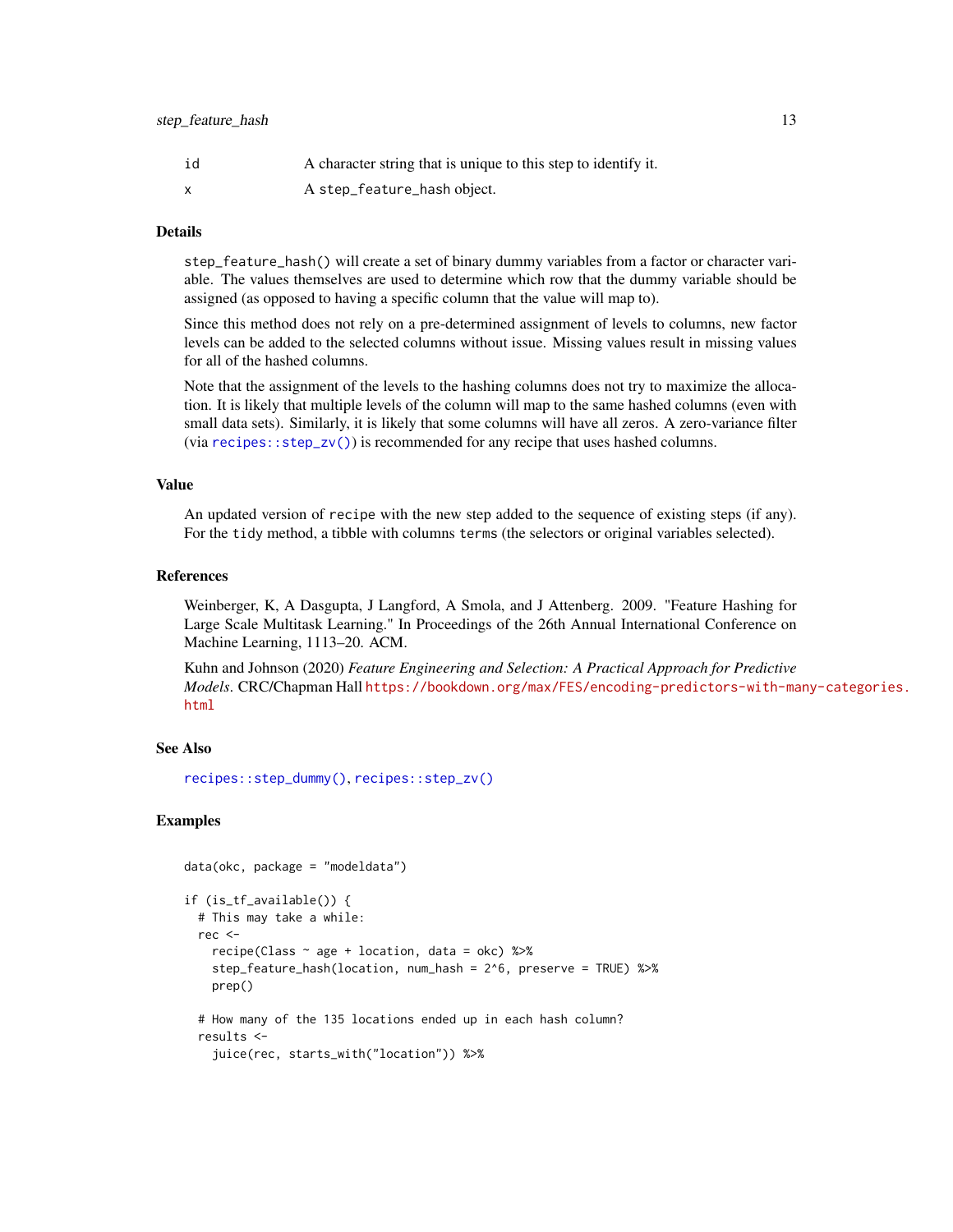| | |
|---|---|
| id | A character string that is unique to this step to identify it. |
| x | A `step_feature_hash` object. |

## Details

`step_feature_hash()` will create a set of binary dummy variables from a factor or character variable. The values themselves are used to determine which row that the dummy variable should be assigned (as opposed to having a specific column that the value will map to).

Since this method does not rely on a pre-determined assignment of levels to columns, new factor levels can be added to the selected columns without issue. Missing values result in missing values for all of the hashed columns.

Note that the assignment of the levels to the hashing columns does not try to maximize the allocation. It is likely that multiple levels of the column will map to the same hashed columns (even with small data sets). Similarly, it is likely that some columns will have all zeros. A zero-variance filter (via `recipes::step_zv()`) is recommended for any recipe that uses hashed columns.

## Value

An updated version of `recipe` with the new step added to the sequence of existing steps (if any). For the `tidy` method, a tibble with columns `terms` (the selectors or original variables selected).

## References

Weinberger, K, A Dasgupta, J Langford, A Smola, and J Attenberg. 2009. "Feature Hashing for Large Scale Multitask Learning." In Proceedings of the 26th Annual International Conference on Machine Learning, 1113–20. ACM.

Kuhn and Johnson (2020) *Feature Engineering and Selection: A Practical Approach for Predictive Models*. CRC/Chapman Hall https://bookdown.org/max/FES/encoding-predictors-with-many-categories.html

## See Also

`recipes::step_dummy()`, `recipes::step_zv()`

## Examples

```
data(okc, package = "modeldata")

if (is_tf_available()) {
  # This may take a while:
  rec <-
    recipe(Class ~ age + location, data = okc) %>%
    step_feature_hash(location, num_hash = 2^6, preserve = TRUE) %>%
    prep()

  # How many of the 135 locations ended up in each hash column?
  results <-
    juice(rec, starts_with("location")) %>%
```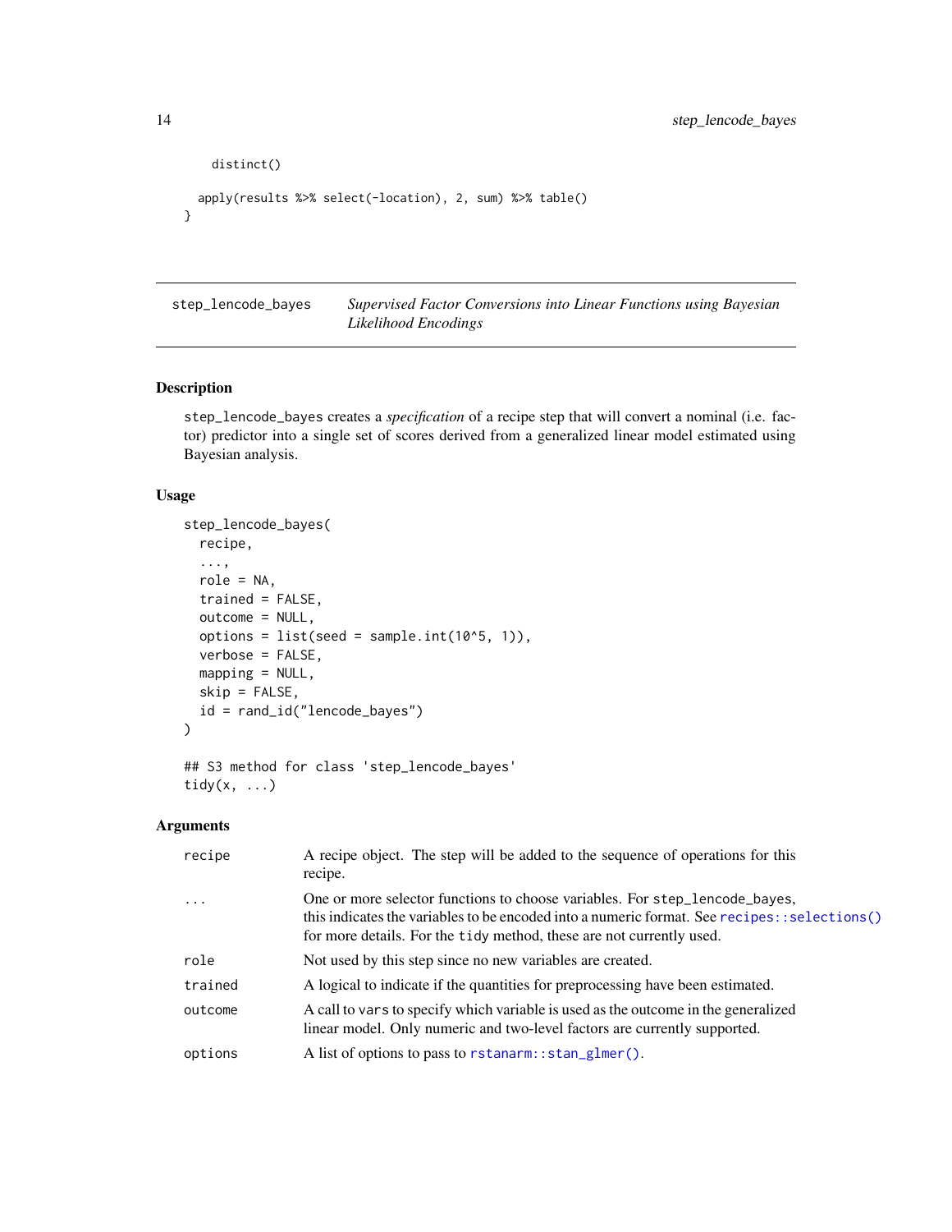```
    distinct()

  apply(results %>% select(-location), 2, sum) %>% table()
}
```

## step_lencode_bayes — *Supervised Factor Conversions into Linear Functions using Bayesian Likelihood Encodings*

### Description

step_lencode_bayes creates a *specification* of a recipe step that will convert a nominal (i.e. factor) predictor into a single set of scores derived from a generalized linear model estimated using Bayesian analysis.

### Usage

```
step_lencode_bayes(
  recipe,
  ...,
  role = NA,
  trained = FALSE,
  outcome = NULL,
  options = list(seed = sample.int(10^5, 1)),
  verbose = FALSE,
  mapping = NULL,
  skip = FALSE,
  id = rand_id("lencode_bayes")
)

## S3 method for class 'step_lencode_bayes'
tidy(x, ...)
```

### Arguments

| Argument | Description |
|---|---|
| recipe | A recipe object. The step will be added to the sequence of operations for this recipe. |
| ... | One or more selector functions to choose variables. For step_lencode_bayes, this indicates the variables to be encoded into a numeric format. See recipes::selections() for more details. For the tidy method, these are not currently used. |
| role | Not used by this step since no new variables are created. |
| trained | A logical to indicate if the quantities for preprocessing have been estimated. |
| outcome | A call to vars to specify which variable is used as the outcome in the generalized linear model. Only numeric and two-level factors are currently supported. |
| options | A list of options to pass to rstanarm::stan_glmer(). |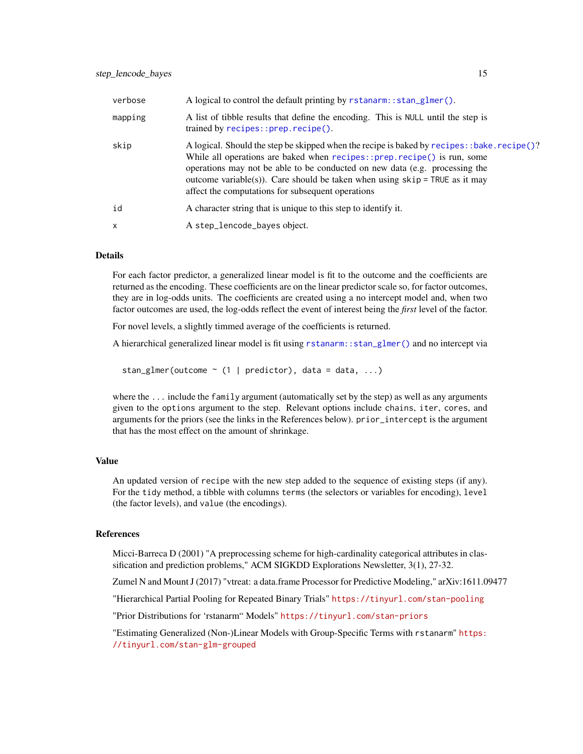| | |
|---|---|
| verbose | A logical to control the default printing by `rstanarm::stan_glmer()`. |
| mapping | A list of tibble results that define the encoding. This is `NULL` until the step is trained by `recipes::prep.recipe()`. |
| skip | A logical. Should the step be skipped when the recipe is baked by `recipes::bake.recipe()`? While all operations are baked when `recipes::prep.recipe()` is run, some operations may not be able to be conducted on new data (e.g. processing the outcome variable(s)). Care should be taken when using `skip = TRUE` as it may affect the computations for subsequent operations |
| id | A character string that is unique to this step to identify it. |
| x | A `step_lencode_bayes` object. |

### Details

For each factor predictor, a generalized linear model is fit to the outcome and the coefficients are returned as the encoding. These coefficients are on the linear predictor scale so, for factor outcomes, they are in log-odds units. The coefficients are created using a no intercept model and, when two factor outcomes are used, the log-odds reflect the event of interest being the *first* level of the factor.

For novel levels, a slightly timmed average of the coefficients is returned.

A hierarchical generalized linear model is fit using `rstanarm::stan_glmer()` and no intercept via

```
stan_glmer(outcome ~ (1 | predictor), data = data, ...)
```

where the `...` include the `family` argument (automatically set by the step) as well as any arguments given to the `options` argument to the step. Relevant options include `chains`, `iter`, `cores`, and arguments for the priors (see the links in the References below). `prior_intercept` is the argument that has the most effect on the amount of shrinkage.

### Value

An updated version of `recipe` with the new step added to the sequence of existing steps (if any). For the `tidy` method, a tibble with columns `terms` (the selectors or variables for encoding), `level` (the factor levels), and `value` (the encodings).

### References

Micci-Barreca D (2001) "A preprocessing scheme for high-cardinality categorical attributes in classification and prediction problems," ACM SIGKDD Explorations Newsletter, 3(1), 27-32.

Zumel N and Mount J (2017) "vtreat: a data.frame Processor for Predictive Modeling," arXiv:1611.09477

"Hierarchical Partial Pooling for Repeated Binary Trials" https://tinyurl.com/stan-pooling

"Prior Distributions for ‘rstanarm“ Models" https://tinyurl.com/stan-priors

"Estimating Generalized (Non-)Linear Models with Group-Specific Terms with `rstanarm`" https://tinyurl.com/stan-glm-grouped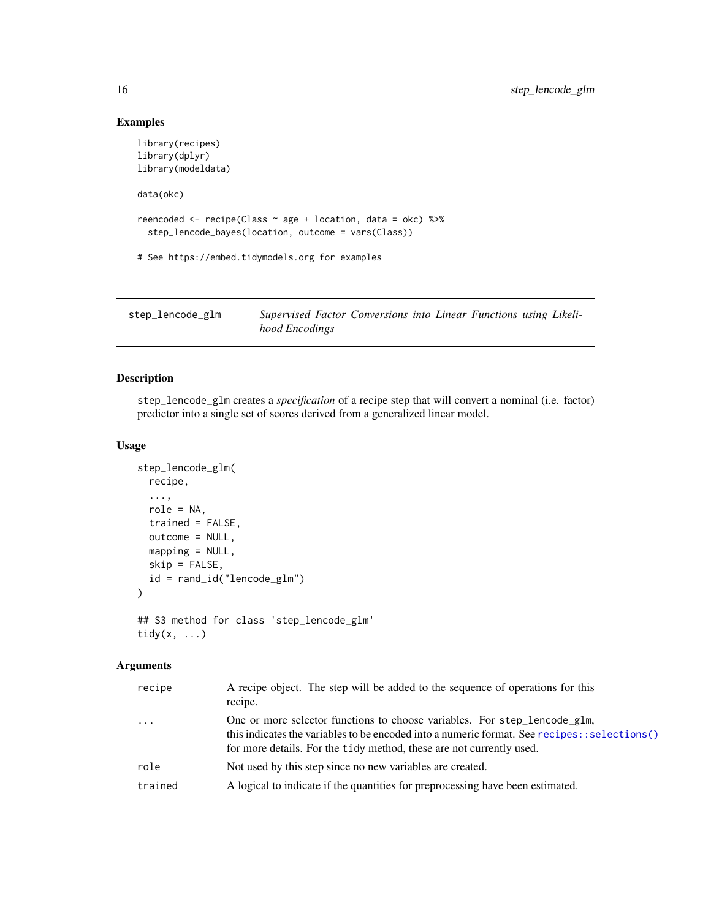## Examples

```
library(recipes)
library(dplyr)
library(modeldata)

data(okc)

reencoded <- recipe(Class ~ age + location, data = okc) %>%
  step_lencode_bayes(location, outcome = vars(Class))

# See https://embed.tidymodels.org for examples
```

---

# step_lencode_glm — *Supervised Factor Conversions into Linear Functions using Likelihood Encodings*

---

## Description

`step_lencode_glm` creates a *specification* of a recipe step that will convert a nominal (i.e. factor) predictor into a single set of scores derived from a generalized linear model.

## Usage

```
step_lencode_glm(
  recipe,
  ...,
  role = NA,
  trained = FALSE,
  outcome = NULL,
  mapping = NULL,
  skip = FALSE,
  id = rand_id("lencode_glm")
)

## S3 method for class 'step_lencode_glm'
tidy(x, ...)
```

## Arguments

| | |
|---|---|
| `recipe` | A recipe object. The step will be added to the sequence of operations for this recipe. |
| `...` | One or more selector functions to choose variables. For `step_lencode_glm`, this indicates the variables to be encoded into a numeric format. See `recipes::selections()` for more details. For the `tidy` method, these are not currently used. |
| `role` | Not used by this step since no new variables are created. |
| `trained` | A logical to indicate if the quantities for preprocessing have been estimated. |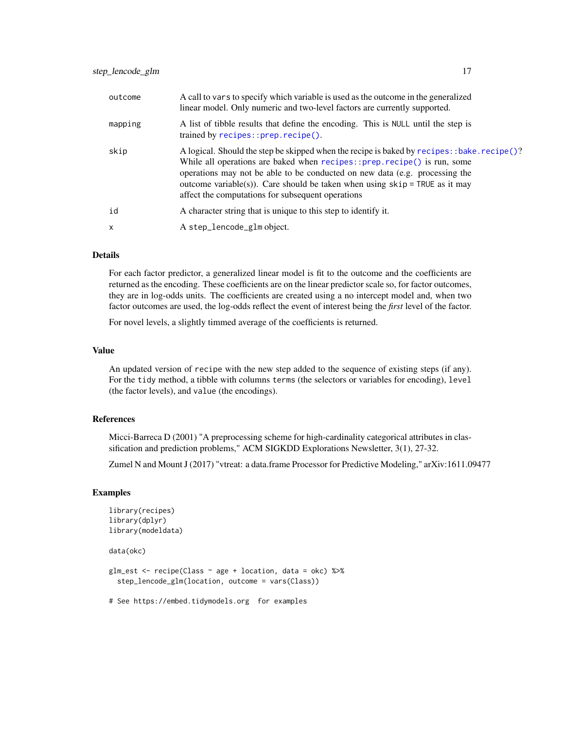| | |
|---|---|
| outcome | A call to `vars` to specify which variable is used as the outcome in the generalized linear model. Only numeric and two-level factors are currently supported. |
| mapping | A list of tibble results that define the encoding. This is NULL until the step is trained by `recipes::prep.recipe()`. |
| skip | A logical. Should the step be skipped when the recipe is baked by `recipes::bake.recipe()`? While all operations are baked when `recipes::prep.recipe()` is run, some operations may not be able to be conducted on new data (e.g. processing the outcome variable(s)). Care should be taken when using `skip = TRUE` as it may affect the computations for subsequent operations |
| id | A character string that is unique to this step to identify it. |
| x | A `step_lencode_glm` object. |

## Details

For each factor predictor, a generalized linear model is fit to the outcome and the coefficients are returned as the encoding. These coefficients are on the linear predictor scale so, for factor outcomes, they are in log-odds units. The coefficients are created using a no intercept model and, when two factor outcomes are used, the log-odds reflect the event of interest being the *first* level of the factor.

For novel levels, a slightly timmed average of the coefficients is returned.

## Value

An updated version of `recipe` with the new step added to the sequence of existing steps (if any). For the `tidy` method, a tibble with columns `terms` (the selectors or variables for encoding), `level` (the factor levels), and `value` (the encodings).

## References

Micci-Barreca D (2001) "A preprocessing scheme for high-cardinality categorical attributes in classification and prediction problems," ACM SIGKDD Explorations Newsletter, 3(1), 27-32.

Zumel N and Mount J (2017) "vtreat: a data.frame Processor for Predictive Modeling," arXiv:1611.09477

## Examples

```
library(recipes)
library(dplyr)
library(modeldata)

data(okc)

glm_est <- recipe(Class ~ age + location, data = okc) %>%
  step_lencode_glm(location, outcome = vars(Class))

# See https://embed.tidymodels.org  for examples
```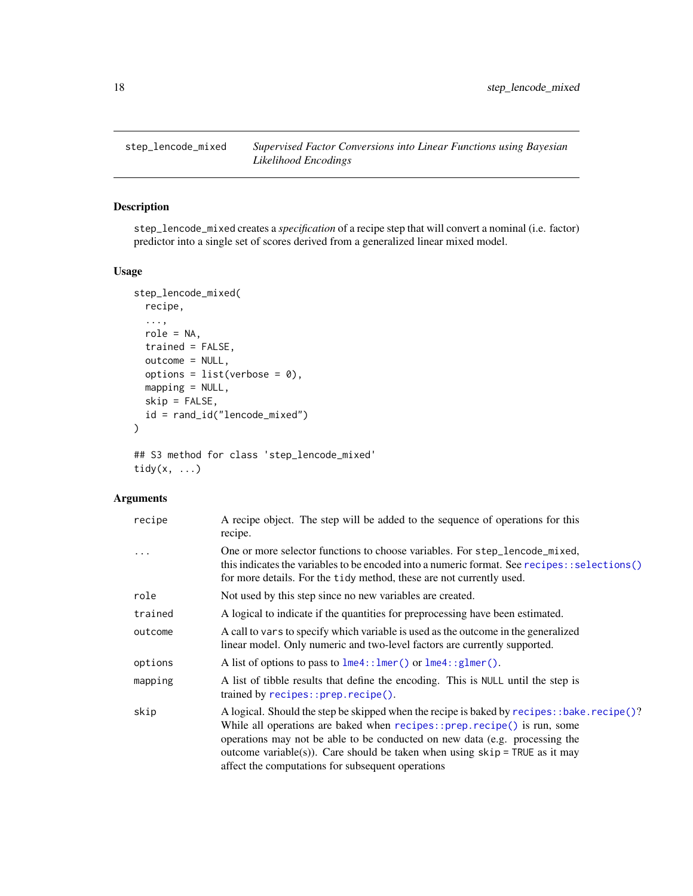# step_lencode_mixed

*Supervised Factor Conversions into Linear Functions using Bayesian Likelihood Encodings*

## Description

step_lencode_mixed creates a *specification* of a recipe step that will convert a nominal (i.e. factor) predictor into a single set of scores derived from a generalized linear mixed model.

## Usage

```
step_lencode_mixed(
  recipe,
  ...,
  role = NA,
  trained = FALSE,
  outcome = NULL,
  options = list(verbose = 0),
  mapping = NULL,
  skip = FALSE,
  id = rand_id("lencode_mixed")
)

## S3 method for class 'step_lencode_mixed'
tidy(x, ...)
```

## Arguments

| | |
|---|---|
| recipe | A recipe object. The step will be added to the sequence of operations for this recipe. |
| ... | One or more selector functions to choose variables. For step_lencode_mixed, this indicates the variables to be encoded into a numeric format. See recipes::selections() for more details. For the tidy method, these are not currently used. |
| role | Not used by this step since no new variables are created. |
| trained | A logical to indicate if the quantities for preprocessing have been estimated. |
| outcome | A call to vars to specify which variable is used as the outcome in the generalized linear model. Only numeric and two-level factors are currently supported. |
| options | A list of options to pass to lme4::lmer() or lme4::glmer(). |
| mapping | A list of tibble results that define the encoding. This is NULL until the step is trained by recipes::prep.recipe(). |
| skip | A logical. Should the step be skipped when the recipe is baked by recipes::bake.recipe()? While all operations are baked when recipes::prep.recipe() is run, some operations may not be able to be conducted on new data (e.g. processing the outcome variable(s)). Care should be taken when using skip = TRUE as it may affect the computations for subsequent operations |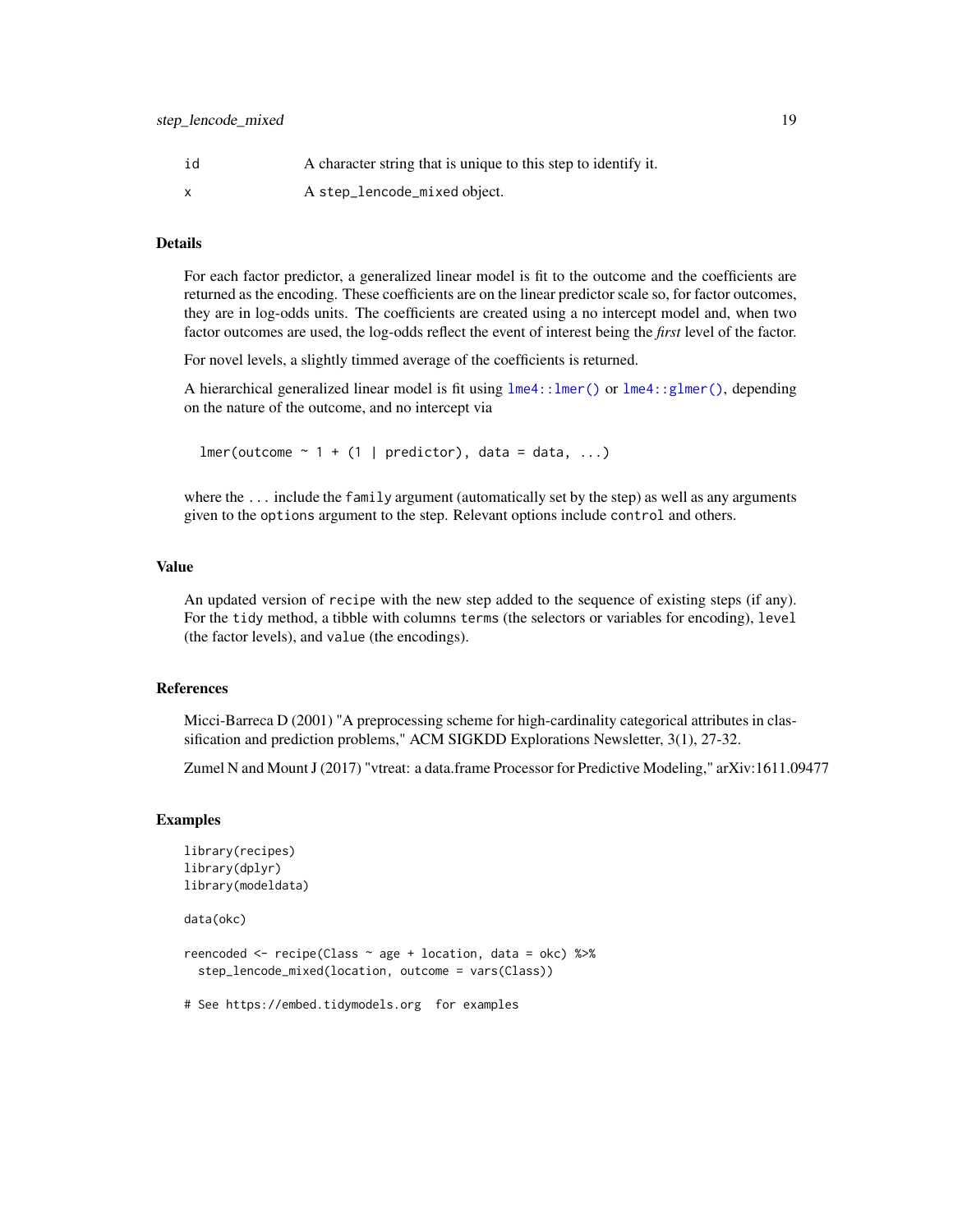| | |
|---|---|
| id | A character string that is unique to this step to identify it. |
| x | A step_lencode_mixed object. |

## Details

For each factor predictor, a generalized linear model is fit to the outcome and the coefficients are returned as the encoding. These coefficients are on the linear predictor scale so, for factor outcomes, they are in log-odds units. The coefficients are created using a no intercept model and, when two factor outcomes are used, the log-odds reflect the event of interest being the *first* level of the factor.

For novel levels, a slightly timmed average of the coefficients is returned.

A hierarchical generalized linear model is fit using `lme4::lmer()` or `lme4::glmer()`, depending on the nature of the outcome, and no intercept via

```
lmer(outcome ~ 1 + (1 | predictor), data = data, ...)
```

where the `...` include the `family` argument (automatically set by the step) as well as any arguments given to the `options` argument to the step. Relevant options include `control` and others.

## Value

An updated version of `recipe` with the new step added to the sequence of existing steps (if any). For the `tidy` method, a tibble with columns `terms` (the selectors or variables for encoding), `level` (the factor levels), and `value` (the encodings).

## References

Micci-Barreca D (2001) "A preprocessing scheme for high-cardinality categorical attributes in classification and prediction problems," ACM SIGKDD Explorations Newsletter, 3(1), 27-32.

Zumel N and Mount J (2017) "vtreat: a data.frame Processor for Predictive Modeling," arXiv:1611.09477

## Examples

```
library(recipes)
library(dplyr)
library(modeldata)

data(okc)

reencoded <- recipe(Class ~ age + location, data = okc) %>%
  step_lencode_mixed(location, outcome = vars(Class))

# See https://embed.tidymodels.org  for examples
```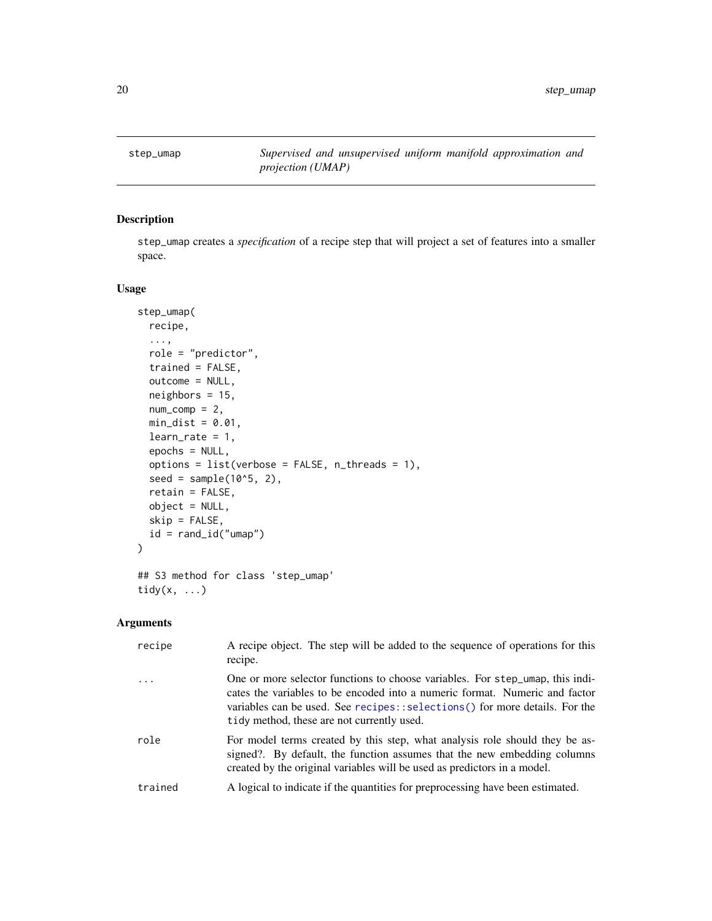# step_umap — *Supervised and unsupervised uniform manifold approximation and projection (UMAP)*

## Description

step_umap creates a *specification* of a recipe step that will project a set of features into a smaller space.

## Usage

```
step_umap(
  recipe,
  ...,
  role = "predictor",
  trained = FALSE,
  outcome = NULL,
  neighbors = 15,
  num_comp = 2,
  min_dist = 0.01,
  learn_rate = 1,
  epochs = NULL,
  options = list(verbose = FALSE, n_threads = 1),
  seed = sample(10^5, 2),
  retain = FALSE,
  object = NULL,
  skip = FALSE,
  id = rand_id("umap")
)

## S3 method for class 'step_umap'
tidy(x, ...)
```

## Arguments

| | |
|---|---|
| recipe | A recipe object. The step will be added to the sequence of operations for this recipe. |
| ... | One or more selector functions to choose variables. For step_umap, this indicates the variables to be encoded into a numeric format. Numeric and factor variables can be used. See recipes::selections() for more details. For the tidy method, these are not currently used. |
| role | For model terms created by this step, what analysis role should they be assigned?. By default, the function assumes that the new embedding columns created by the original variables will be used as predictors in a model. |
| trained | A logical to indicate if the quantities for preprocessing have been estimated. |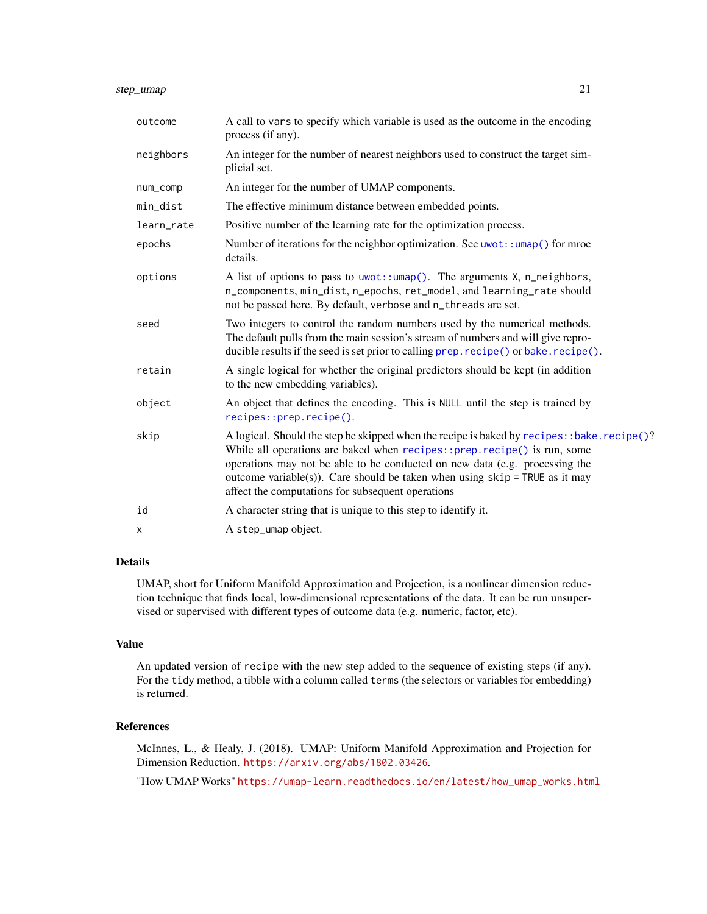| | |
|---|---|
| outcome | A call to `vars` to specify which variable is used as the outcome in the encoding process (if any). |
| neighbors | An integer for the number of nearest neighbors used to construct the target simplicial set. |
| num_comp | An integer for the number of UMAP components. |
| min_dist | The effective minimum distance between embedded points. |
| learn_rate | Positive number of the learning rate for the optimization process. |
| epochs | Number of iterations for the neighbor optimization. See `uwot::umap()` for mroe details. |
| options | A list of options to pass to `uwot::umap()`. The arguments `X`, `n_neighbors`, `n_components`, `min_dist`, `n_epochs`, `ret_model`, and `learning_rate` should not be passed here. By default, `verbose` and `n_threads` are set. |
| seed | Two integers to control the random numbers used by the numerical methods. The default pulls from the main session's stream of numbers and will give reproducible results if the seed is set prior to calling `prep.recipe()` or `bake.recipe()`. |
| retain | A single logical for whether the original predictors should be kept (in addition to the new embedding variables). |
| object | An object that defines the encoding. This is `NULL` until the step is trained by `recipes::prep.recipe()`. |
| skip | A logical. Should the step be skipped when the recipe is baked by `recipes::bake.recipe()`? While all operations are baked when `recipes::prep.recipe()` is run, some operations may not be able to be conducted on new data (e.g. processing the outcome variable(s)). Care should be taken when using `skip = TRUE` as it may affect the computations for subsequent operations |
| id | A character string that is unique to this step to identify it. |
| x | A `step_umap` object. |

## Details

UMAP, short for Uniform Manifold Approximation and Projection, is a nonlinear dimension reduction technique that finds local, low-dimensional representations of the data. It can be run unsupervised or supervised with different types of outcome data (e.g. numeric, factor, etc).

## Value

An updated version of `recipe` with the new step added to the sequence of existing steps (if any). For the `tidy` method, a tibble with a column called `terms` (the selectors or variables for embedding) is returned.

## References

McInnes, L., & Healy, J. (2018). UMAP: Uniform Manifold Approximation and Projection for Dimension Reduction. https://arxiv.org/abs/1802.03426.

"How UMAP Works" https://umap-learn.readthedocs.io/en/latest/how_umap_works.html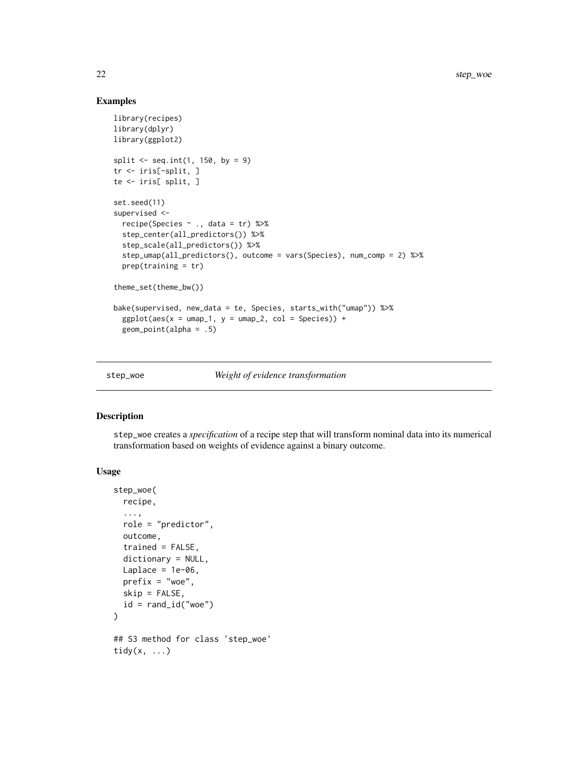## Examples

```
library(recipes)
library(dplyr)
library(ggplot2)

split <- seq.int(1, 150, by = 9)
tr <- iris[-split, ]
te <- iris[ split, ]

set.seed(11)
supervised <-
  recipe(Species ~ ., data = tr) %>%
  step_center(all_predictors()) %>%
  step_scale(all_predictors()) %>%
  step_umap(all_predictors(), outcome = vars(Species), num_comp = 2) %>%
  prep(training = tr)

theme_set(theme_bw())

bake(supervised, new_data = te, Species, starts_with("umap")) %>%
  ggplot(aes(x = umap_1, y = umap_2, col = Species)) +
  geom_point(alpha = .5)
```

---

# step_woe — *Weight of evidence transformation*

---

## Description

step_woe creates a *specification* of a recipe step that will transform nominal data into its numerical transformation based on weights of evidence against a binary outcome.

## Usage

```
step_woe(
  recipe,
  ...,
  role = "predictor",
  outcome,
  trained = FALSE,
  dictionary = NULL,
  Laplace = 1e-06,
  prefix = "woe",
  skip = FALSE,
  id = rand_id("woe")
)

## S3 method for class 'step_woe'
tidy(x, ...)
```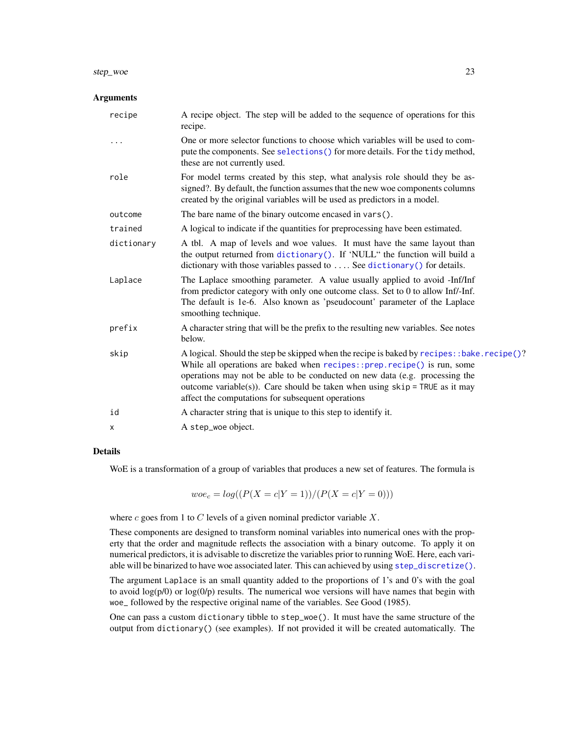## Arguments

| | |
|---|---|
| `recipe` | A recipe object. The step will be added to the sequence of operations for this recipe. |
| `...` | One or more selector functions to choose which variables will be used to compute the components. See `selections()` for more details. For the `tidy` method, these are not currently used. |
| `role` | For model terms created by this step, what analysis role should they be assigned?. By default, the function assumes that the new woe components columns created by the original variables will be used as predictors in a model. |
| `outcome` | The bare name of the binary outcome encased in `vars()`. |
| `trained` | A logical to indicate if the quantities for preprocessing have been estimated. |
| `dictionary` | A tbl. A map of levels and woe values. It must have the same layout than the output returned from `dictionary()`. If 'NULL" the function will build a dictionary with those variables passed to `...`. See `dictionary()` for details. |
| `Laplace` | The Laplace smoothing parameter. A value usually applied to avoid -Inf/Inf from predictor category with only one outcome class. Set to 0 to allow Inf/-Inf. The default is 1e-6. Also known as 'pseudocount' parameter of the Laplace smoothing technique. |
| `prefix` | A character string that will be the prefix to the resulting new variables. See notes below. |
| `skip` | A logical. Should the step be skipped when the recipe is baked by `recipes::bake.recipe()`? While all operations are baked when `recipes::prep.recipe()` is run, some operations may not be able to be conducted on new data (e.g. processing the outcome variable(s)). Care should be taken when using `skip = TRUE` as it may affect the computations for subsequent operations |
| `id` | A character string that is unique to this step to identify it. |
| `x` | A `step_woe` object. |

## Details

WoE is a transformation of a group of variables that produces a new set of features. The formula is

$$woe_c = log((P(X = c|Y = 1))/(P(X = c|Y = 0)))$$

where $c$ goes from 1 to $C$ levels of a given nominal predictor variable $X$.

These components are designed to transform nominal variables into numerical ones with the property that the order and magnitude reflects the association with a binary outcome. To apply it on numerical predictors, it is advisable to discretize the variables prior to running WoE. Here, each variable will be binarized to have woe associated later. This can achieved by using `step_discretize()`.

The argument `Laplace` is an small quantity added to the proportions of 1's and 0's with the goal to avoid log(p/0) or log(0/p) results. The numerical woe versions will have names that begin with `woe_` followed by the respective original name of the variables. See Good (1985).

One can pass a custom `dictionary` tibble to `step_woe()`. It must have the same structure of the output from `dictionary()` (see examples). If not provided it will be created automatically. The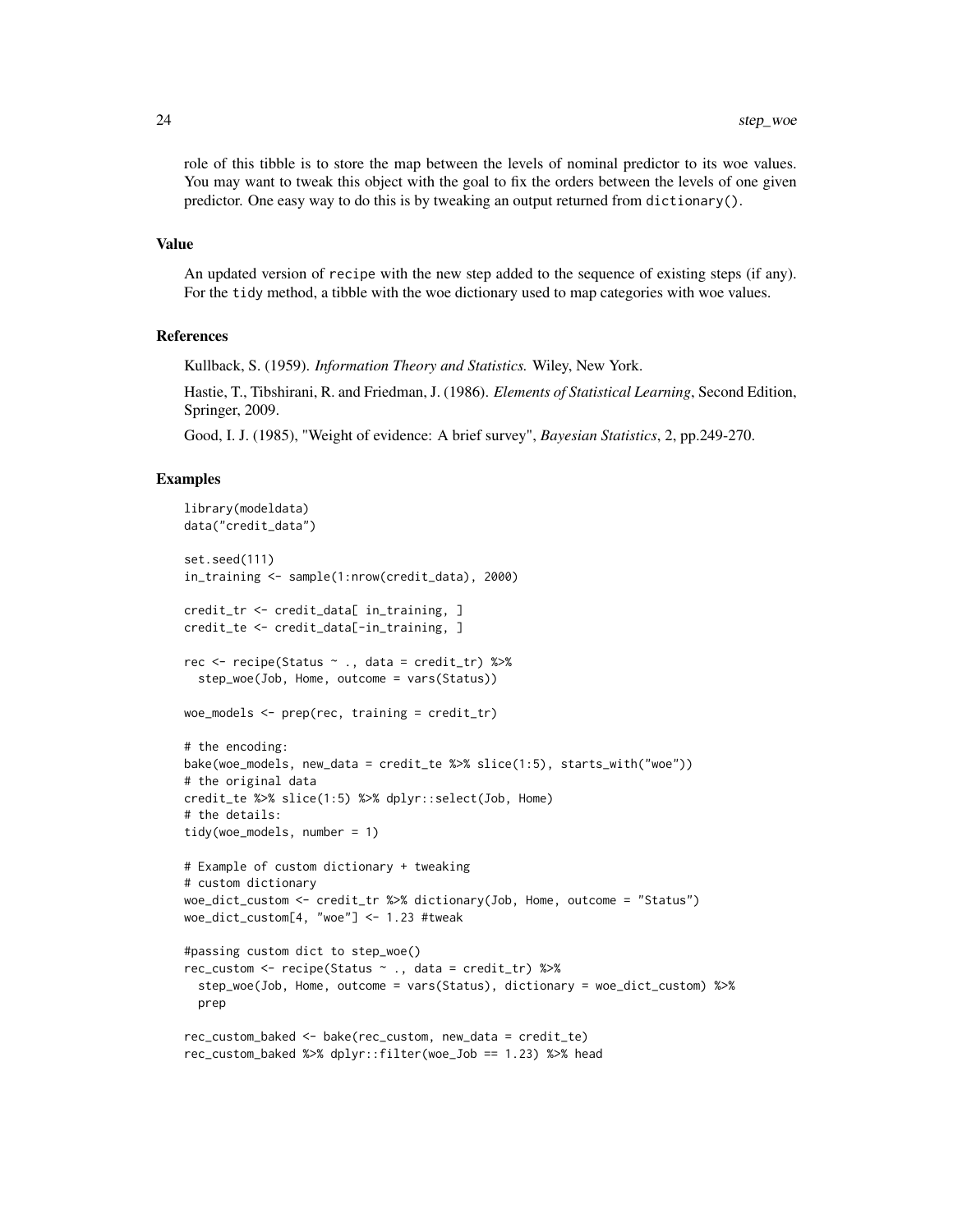role of this tibble is to store the map between the levels of nominal predictor to its woe values. You may want to tweak this object with the goal to fix the orders between the levels of one given predictor. One easy way to do this is by tweaking an output returned from `dictionary()`.

### Value

An updated version of `recipe` with the new step added to the sequence of existing steps (if any). For the `tidy` method, a tibble with the woe dictionary used to map categories with woe values.

### References

Kullback, S. (1959). *Information Theory and Statistics.* Wiley, New York.

Hastie, T., Tibshirani, R. and Friedman, J. (1986). *Elements of Statistical Learning*, Second Edition, Springer, 2009.

Good, I. J. (1985), "Weight of evidence: A brief survey", *Bayesian Statistics*, 2, pp.249-270.

### Examples

```
library(modeldata)
data("credit_data")

set.seed(111)
in_training <- sample(1:nrow(credit_data), 2000)

credit_tr <- credit_data[ in_training, ]
credit_te <- credit_data[-in_training, ]

rec <- recipe(Status ~ ., data = credit_tr) %>%
  step_woe(Job, Home, outcome = vars(Status))

woe_models <- prep(rec, training = credit_tr)

# the encoding:
bake(woe_models, new_data = credit_te %>% slice(1:5), starts_with("woe"))
# the original data
credit_te %>% slice(1:5) %>% dplyr::select(Job, Home)
# the details:
tidy(woe_models, number = 1)

# Example of custom dictionary + tweaking
# custom dictionary
woe_dict_custom <- credit_tr %>% dictionary(Job, Home, outcome = "Status")
woe_dict_custom[4, "woe"] <- 1.23 #tweak

#passing custom dict to step_woe()
rec_custom <- recipe(Status ~ ., data = credit_tr) %>%
  step_woe(Job, Home, outcome = vars(Status), dictionary = woe_dict_custom) %>%
  prep

rec_custom_baked <- bake(rec_custom, new_data = credit_te)
rec_custom_baked %>% dplyr::filter(woe_Job == 1.23) %>% head
```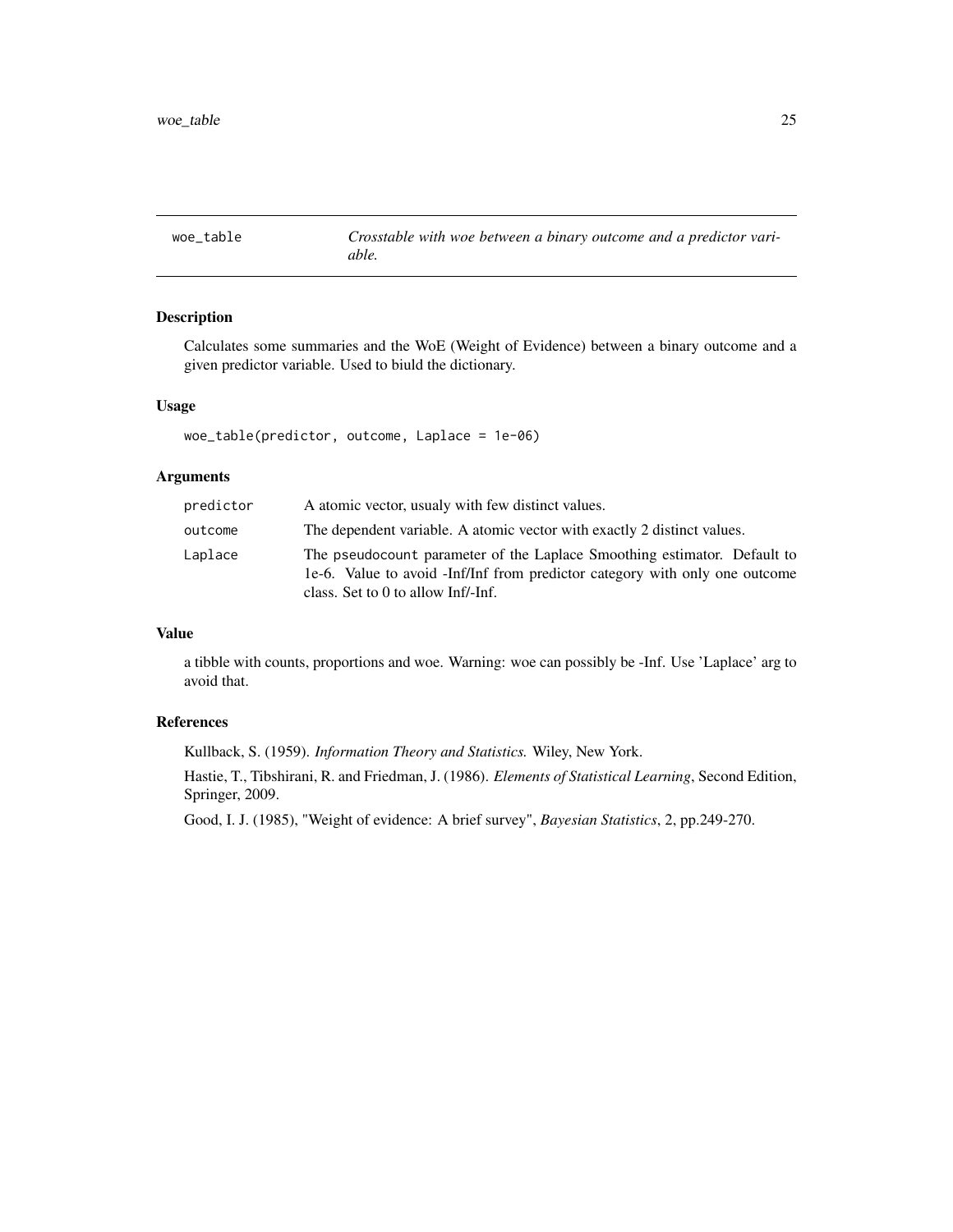## woe_table

*Crosstable with woe between a binary outcome and a predictor variable.*

### Description

Calculates some summaries and the WoE (Weight of Evidence) between a binary outcome and a given predictor variable. Used to biuld the dictionary.

### Usage

```
woe_table(predictor, outcome, Laplace = 1e-06)
```

### Arguments

| | |
|---|---|
| predictor | A atomic vector, usualy with few distinct values. |
| outcome | The dependent variable. A atomic vector with exactly 2 distinct values. |
| Laplace | The `pseudocount` parameter of the Laplace Smoothing estimator. Default to 1e-6. Value to avoid -Inf/Inf from predictor category with only one outcome class. Set to 0 to allow Inf/-Inf. |

### Value

a tibble with counts, proportions and woe. Warning: woe can possibly be -Inf. Use 'Laplace' arg to avoid that.

### References

Kullback, S. (1959). *Information Theory and Statistics.* Wiley, New York.

Hastie, T., Tibshirani, R. and Friedman, J. (1986). *Elements of Statistical Learning*, Second Edition, Springer, 2009.

Good, I. J. (1985), "Weight of evidence: A brief survey", *Bayesian Statistics*, 2, pp.249-270.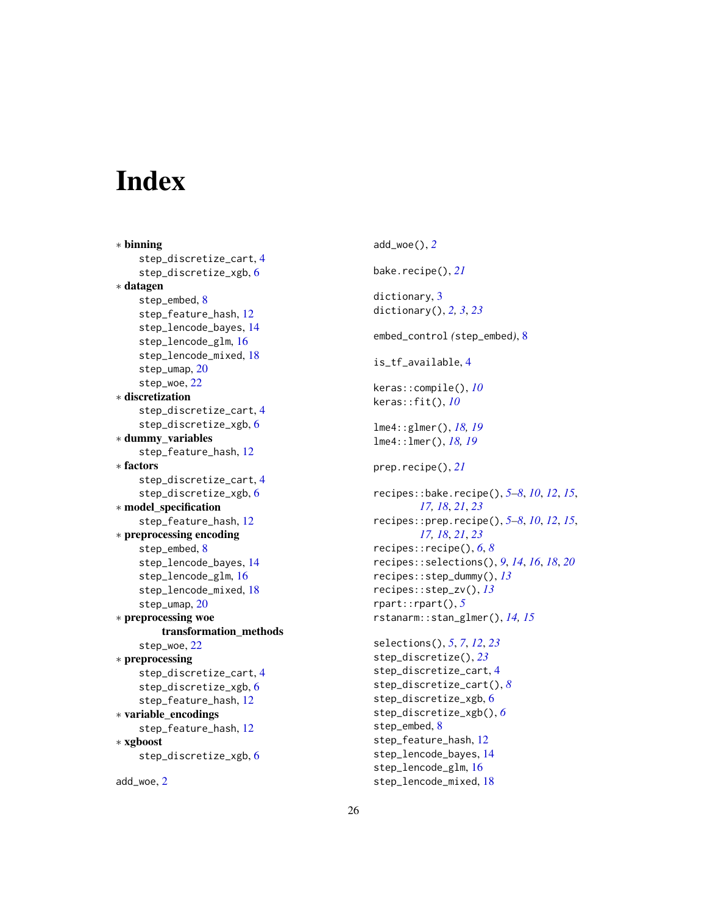# Index

∗ **binning**
  step_discretize_cart, 4
  step_discretize_xgb, 6
∗ **datagen**
  step_embed, 8
  step_feature_hash, 12
  step_lencode_bayes, 14
  step_lencode_glm, 16
  step_lencode_mixed, 18
  step_umap, 20
  step_woe, 22
∗ **discretization**
  step_discretize_cart, 4
  step_discretize_xgb, 6
∗ **dummy_variables**
  step_feature_hash, 12
∗ **factors**
  step_discretize_cart, 4
  step_discretize_xgb, 6
∗ **model_specification**
  step_feature_hash, 12
∗ **preprocessing encoding**
  step_embed, 8
  step_lencode_bayes, 14
  step_lencode_glm, 16
  step_lencode_mixed, 18
  step_umap, 20
∗ **preprocessing woe transformation_methods**
  step_woe, 22
∗ **preprocessing**
  step_discretize_cart, 4
  step_discretize_xgb, 6
  step_feature_hash, 12
∗ **variable_encodings**
  step_feature_hash, 12
∗ **xgboost**
  step_discretize_xgb, 6

add_woe, 2
add_woe(), *2*

bake.recipe(), *21*

dictionary, 3
dictionary(), *2, 3*, *23*

embed_control *(*step_embed*)*, 8

is_tf_available, 4

keras::compile(), *10*
keras::fit(), *10*

lme4::glmer(), *18, 19*
lme4::lmer(), *18, 19*

prep.recipe(), *21*

recipes::bake.recipe(), *5–8*, *10*, *12*, *15*, *17, 18*, *21*, *23*
recipes::prep.recipe(), *5–8*, *10*, *12*, *15*, *17, 18*, *21*, *23*
recipes::recipe(), *6*, *8*
recipes::selections(), *9*, *14*, *16*, *18*, *20*
recipes::step_dummy(), *13*
recipes::step_zv(), *13*
rpart::rpart(), *5*
rstanarm::stan_glmer(), *14, 15*

selections(), *5*, *7*, *12*, *23*
step_discretize(), *23*
step_discretize_cart, 4
step_discretize_cart(), *8*
step_discretize_xgb, 6
step_discretize_xgb(), *6*
step_embed, 8
step_feature_hash, 12
step_lencode_bayes, 14
step_lencode_glm, 16
step_lencode_mixed, 18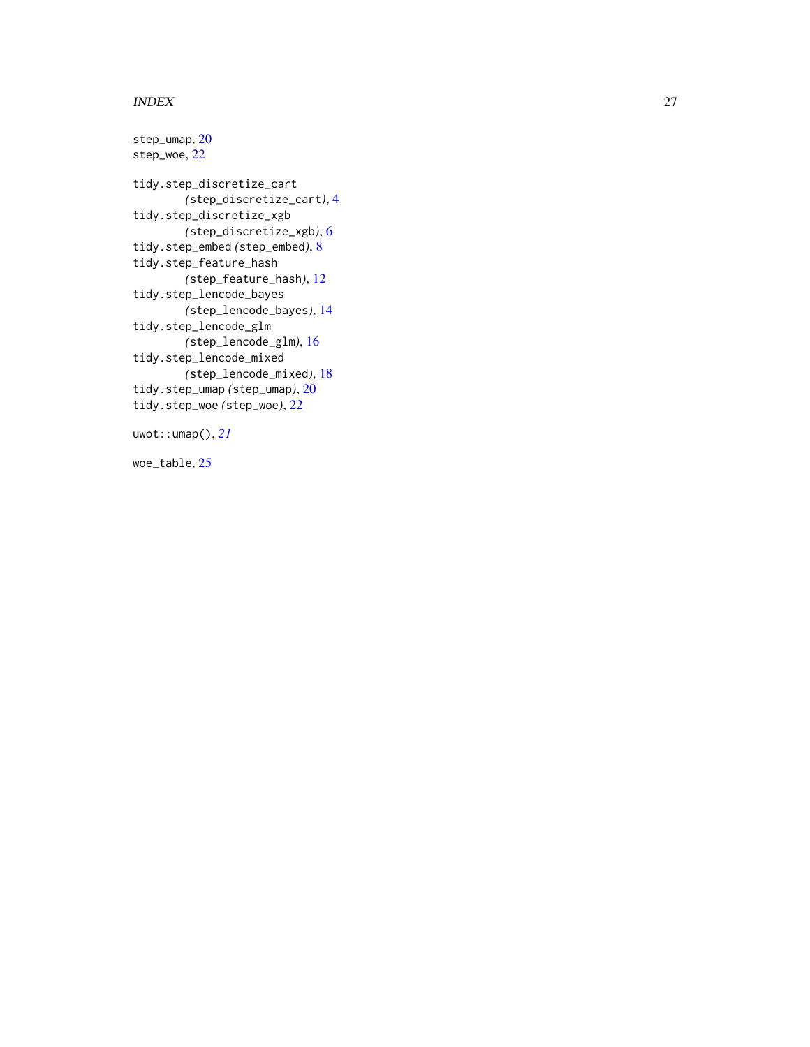step_umap, 20
step_woe, 22

tidy.step_discretize_cart (step_discretize_cart), 4
tidy.step_discretize_xgb (step_discretize_xgb), 6
tidy.step_embed (step_embed), 8
tidy.step_feature_hash (step_feature_hash), 12
tidy.step_lencode_bayes (step_lencode_bayes), 14
tidy.step_lencode_glm (step_lencode_glm), 16
tidy.step_lencode_mixed (step_lencode_mixed), 18
tidy.step_umap (step_umap), 20
tidy.step_woe (step_woe), 22

uwot::umap(), *21*

woe_table, 25